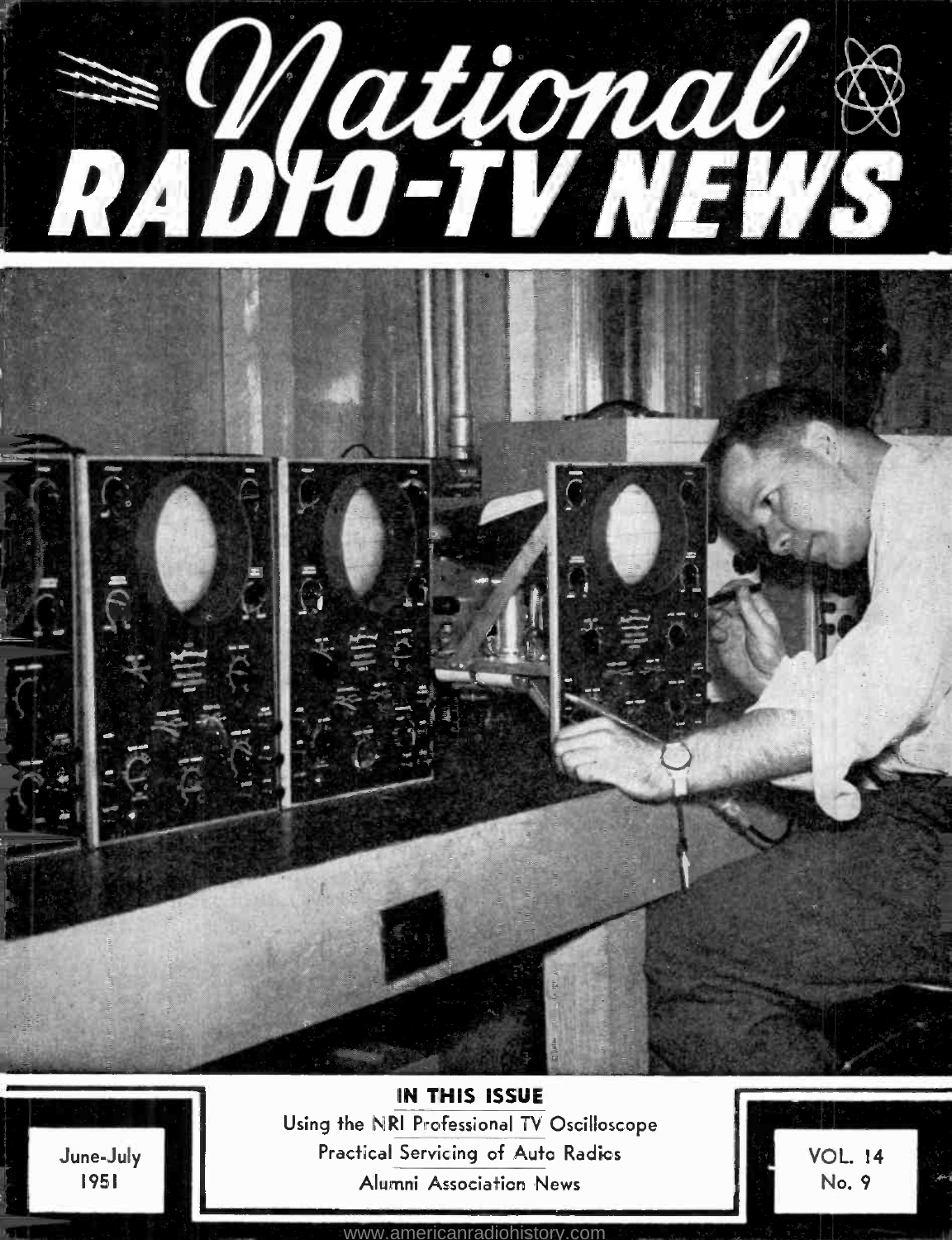# National RADIO-TV NEWS

June-July 1951

VOL. 14 No. 9

**IN THIS ISSUE**

Using the NRI Professional TV Oscilloscope

Practical Servicing of Auto Radios

Alumni Association News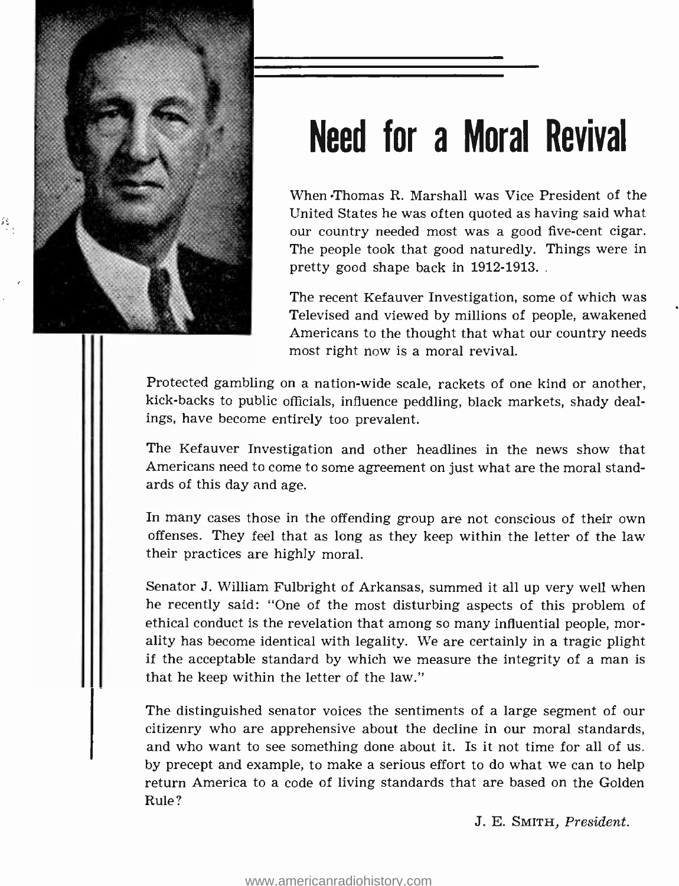# Need for a Moral Revival

When Thomas R. Marshall was Vice President of the United States he was often quoted as having said what our country needed most was a good five-cent cigar. The people took that good naturedly. Things were in pretty good shape back in 1912-1913.

The recent Kefauver Investigation, some of which was Televised and viewed by millions of people, awakened Americans to the thought that what our country needs most right now is a moral revival.

Protected gambling on a nation-wide scale, rackets of one kind or another, kick-backs to public officials, influence peddling, black markets, shady dealings, have become entirely too prevalent.

The Kefauver Investigation and other headlines in the news show that Americans need to come to some agreement on just what are the moral standards of this day and age.

In many cases those in the offending group are not conscious of their own offenses. They feel that as long as they keep within the letter of the law their practices are highly moral.

Senator J. William Fulbright of Arkansas, summed it all up very well when he recently said: "One of the most disturbing aspects of this problem of ethical conduct is the revelation that among so many influential people, morality has become identical with legality. We are certainly in a tragic plight if the acceptable standard by which we measure the integrity of a man is that he keep within the letter of the law."

The distinguished senator voices the sentiments of a large segment of our citizenry who are apprehensive about the decline in our moral standards, and who want to see something done about it. Is it not time for all of us, by precept and example, to make a serious effort to do what we can to help return America to a code of living standards that are based on the Golden Rule?

J. E. SMITH, *President.*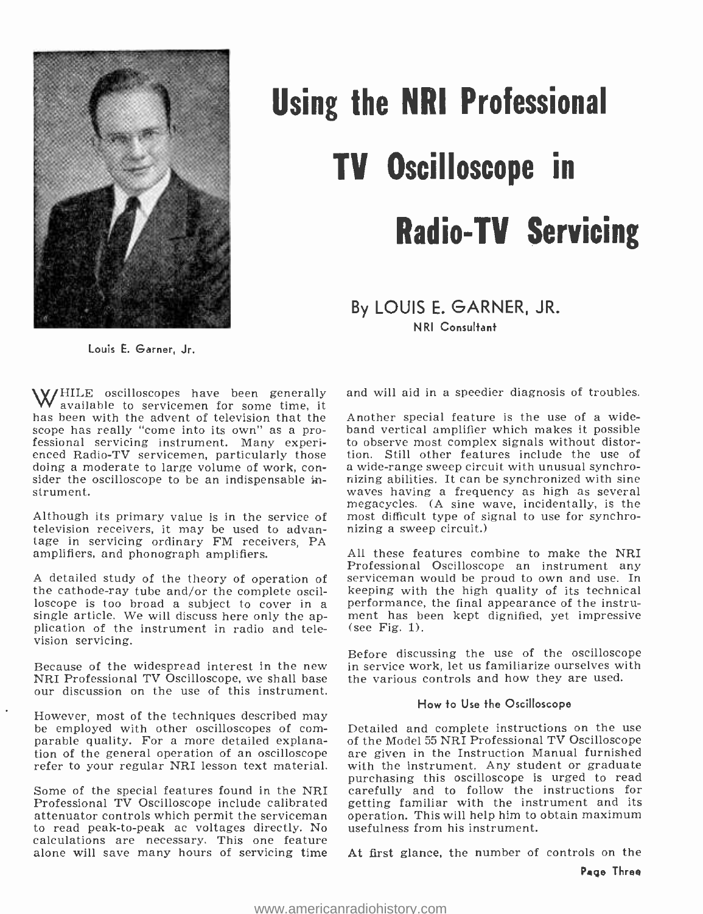Louis E. Garner, Jr.

# Using the NRI Professional TV Oscilloscope in Radio-TV Servicing

By LOUIS E. GARNER, JR.
NRI Consultant

WHILE oscilloscopes have been generally available to servicemen for some time, it has been with the advent of television that the scope has really "come into its own" as a professional servicing instrument. Many experienced Radio-TV servicemen, particularly those doing a moderate to large volume of work, consider the oscilloscope to be an indispensable instrument.

Although its primary value is in the service of television receivers, it may be used to advantage in servicing ordinary FM receivers, PA amplifiers, and phonograph amplifiers.

A detailed study of the theory of operation of the cathode-ray tube and/or the complete oscilloscope is too broad a subject to cover in a single article. We will discuss here only the application of the instrument in radio and television servicing.

Because of the widespread interest in the new NRI Professional TV Oscilloscope, we shall base our discussion on the use of this instrument.

However, most of the techniques described may be employed with other oscilloscopes of comparable quality. For a more detailed explanation of the general operation of an oscilloscope refer to your regular NRI lesson text material.

Some of the special features found in the NRI Professional TV Oscilloscope include calibrated attenuator controls which permit the serviceman to read peak-to-peak ac voltages directly. No calculations are necessary. This one feature alone will save many hours of servicing time and will aid in a speedier diagnosis of troubles.

Another special feature is the use of a wide-band vertical amplifier which makes it possible to observe most complex signals without distortion. Still other features include the use of a wide-range sweep circuit with unusual synchronizing abilities. It can be synchronized with sine waves having a frequency as high as several megacycles. (A sine wave, incidentally, is the most difficult type of signal to use for synchronizing a sweep circuit.)

All these features combine to make the NRI Professional Oscilloscope an instrument any serviceman would be proud to own and use. In keeping with the high quality of its technical performance, the final appearance of the instrument has been kept dignified, yet impressive (see Fig. 1).

Before discussing the use of the oscilloscope in service work, let us familiarize ourselves with the various controls and how they are used.

### How to Use the Oscilloscope

Detailed and complete instructions on the use of the Model 55 NRI Professional TV Oscilloscope are given in the Instruction Manual furnished with the instrument. Any student or graduate purchasing this oscilloscope is urged to read carefully and to follow the instructions for getting familiar with the instrument and its operation. This will help him to obtain maximum usefulness from his instrument.

At first glance, the number of controls on the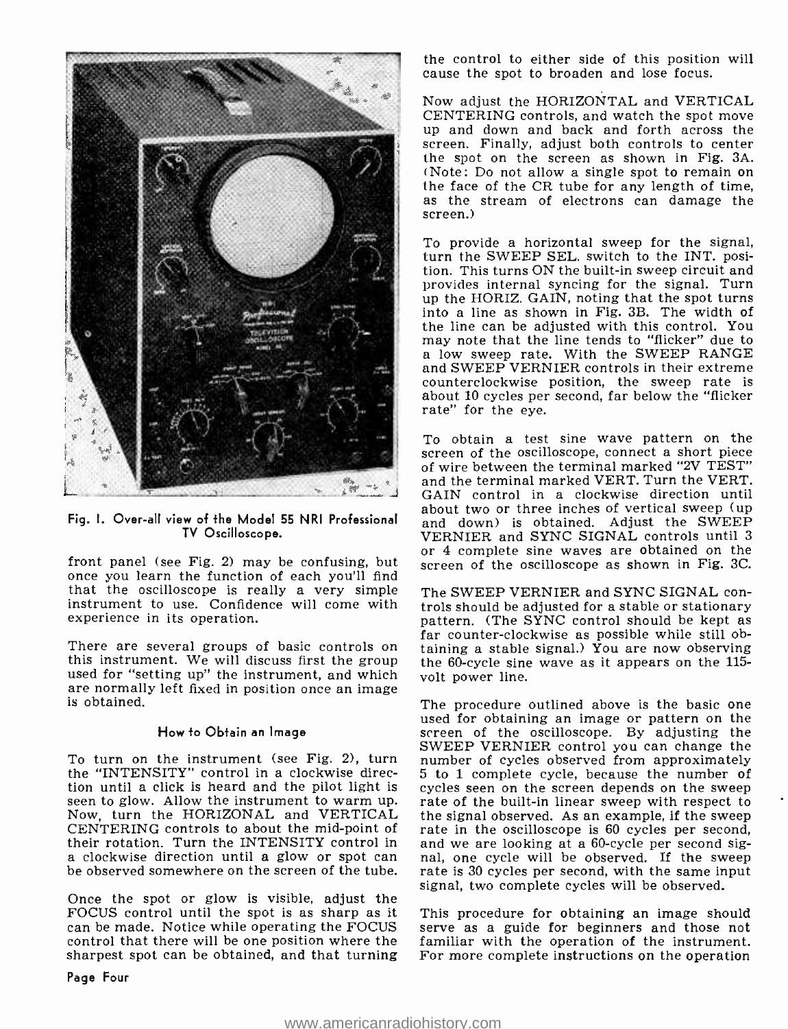Fig. 1. Over-all view of the Model 55 NRI Professional TV Oscilloscope.

front panel (see Fig. 2) may be confusing, but once you learn the function of each you'll find that the oscilloscope is really a very simple instrument to use. Confidence will come with experience in its operation.

There are several groups of basic controls on this instrument. We will discuss first the group used for "setting up" the instrument, and which are normally left fixed in position once an image is obtained.

### How to Obtain an Image

To turn on the instrument (see Fig. 2), turn the "INTENSITY" control in a clockwise direction until a click is heard and the pilot light is seen to glow. Allow the instrument to warm up. Now, turn the HORIZONAL and VERTICAL CENTERING controls to about the mid-point of their rotation. Turn the INTENSITY control in a clockwise direction until a glow or spot can be observed somewhere on the screen of the tube.

Once the spot or glow is visible, adjust the FOCUS control until the spot is as sharp as it can be made. Notice while operating the FOCUS control that there will be one position where the sharpest spot can be obtained, and that turning the control to either side of this position will cause the spot to broaden and lose focus.

Now adjust the HORIZONTAL and VERTICAL CENTERING controls, and watch the spot move up and down and back and forth across the screen. Finally, adjust both controls to center the spot on the screen as shown in Fig. 3A. (Note: Do not allow a single spot to remain on the face of the CR tube for any length of time, as the stream of electrons can damage the screen.)

To provide a horizontal sweep for the signal, turn the SWEEP SEL. switch to the INT. position. This turns ON the built-in sweep circuit and provides internal syncing for the signal. Turn up the HORIZ. GAIN, noting that the spot turns into a line as shown in Fig. 3B. The width of the line can be adjusted with this control. You may note that the line tends to "flicker" due to a low sweep rate. With the SWEEP RANGE and SWEEP VERNIER controls in their extreme counterclockwise position, the sweep rate is about 10 cycles per second, far below the "flicker rate" for the eye.

To obtain a test sine wave pattern on the screen of the oscilloscope, connect a short piece of wire between the terminal marked "2V TEST" and the terminal marked VERT. Turn the VERT. GAIN control in a clockwise direction until about two or three inches of vertical sweep (up and down) is obtained. Adjust the SWEEP VERNIER and SYNC SIGNAL controls until 3 or 4 complete sine waves are obtained on the screen of the oscilloscope as shown in Fig. 3C.

The SWEEP VERNIER and SYNC SIGNAL controls should be adjusted for a stable or stationary pattern. (The SYNC control should be kept as far counter-clockwise as possible while still obtaining a stable signal.) You are now observing the 60-cycle sine wave as it appears on the 115-volt power line.

The procedure outlined above is the basic one used for obtaining an image or pattern on the screen of the oscilloscope. By adjusting the SWEEP VERNIER control you can change the number of cycles observed from approximately 5 to 1 complete cycle, because the number of cycles seen on the screen depends on the sweep rate of the built-in linear sweep with respect to the signal observed. As an example, if the sweep rate in the oscilloscope is 60 cycles per second, and we are looking at a 60-cycle per second signal, one cycle will be observed. If the sweep rate is 30 cycles per second, with the same input signal, two complete cycles will be observed.

This procedure for obtaining an image should serve as a guide for beginners and those not familiar with the operation of the instrument. For more complete instructions on the operation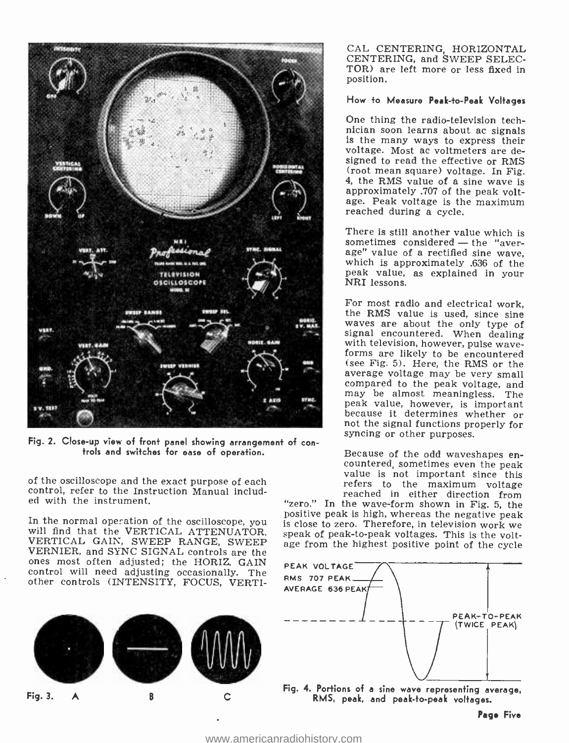Fig. 2. Close-up view of front panel showing arrangement of controls and switches for ease of operation.

of the oscilloscope and the exact purpose of each control, refer to the Instruction Manual included with the instrument.

In the normal operation of the oscilloscope, you will find that the VERTICAL ATTENUATOR, VERTICAL GAIN, SWEEP RANGE, SWEEP VERNIER, and SYNC SIGNAL controls are the ones most often adjusted; the HORIZ. GAIN control will need adjusting occasionally. The other controls (INTENSITY, FOCUS, VERTICAL CENTERING, HORIZONTAL CENTERING, and SWEEP SELECTOR) are left more or less fixed in position.

Fig. 3. A B C

### How to Measure Peak-to-Peak Voltages

One thing the radio-television technician soon learns about ac signals is the many ways to express their voltage. Most ac voltmeters are designed to read the effective or RMS (root mean square) voltage. In Fig. 4, the RMS value of a sine wave is approximately .707 of the peak voltage. Peak voltage is the maximum reached during a cycle.

There is still another value which is sometimes considered — the "average" value of a rectified sine wave, which is approximately .636 of the peak value, as explained in your NRI lessons.

For most radio and electrical work, the RMS value is used, since sine waves are about the only type of signal encountered. When dealing with television, however, pulse waveforms are likely to be encountered (see Fig. 5). Here, the RMS or the average voltage may be very small compared to the peak voltage, and may be almost meaningless. The peak value, however, is important because it determines whether or not the signal functions properly for syncing or other purposes.

Because of the odd waveshapes encountered, sometimes even the peak value is not important since this refers to the maximum voltage reached in either direction from "zero." In the wave-form shown in Fig. 5, the positive peak is high, whereas the negative peak is close to zero. Therefore, in television work we speak of peak-to-peak voltages. This is the voltage from the highest positive point of the cycle

PEAK VOLTAGE
RMS 707 PEAK
AVERAGE 636 PEAK
PEAK-TO-PEAK (TWICE PEAK)

Fig. 4. Portions of a sine wave representing average, RMS, peak, and peak-to-peak voltages.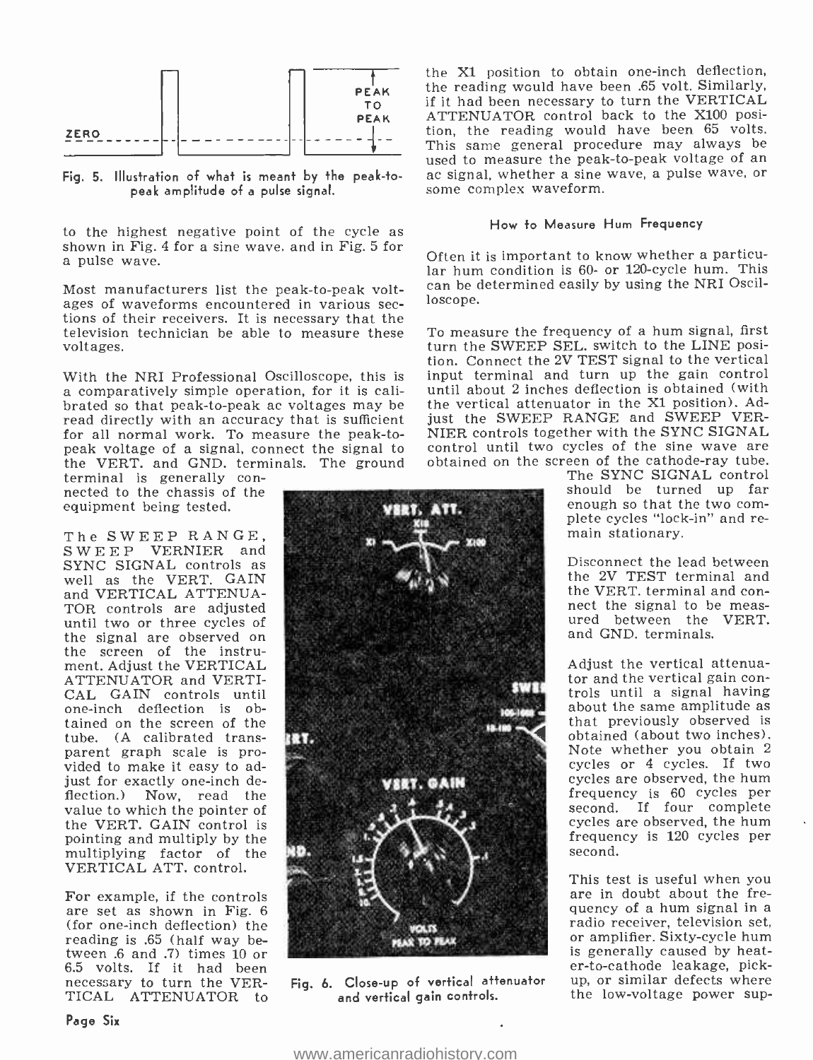Fig. 5. Illustration of what is meant by the peak-to-peak amplitude of a pulse signal.

to the highest negative point of the cycle as shown in Fig. 4 for a sine wave, and in Fig. 5 for a pulse wave.

Most manufacturers list the peak-to-peak voltages of waveforms encountered in various sections of their receivers. It is necessary that the television technician be able to measure these voltages.

With the NRI Professional Oscilloscope, this is a comparatively simple operation, for it is calibrated so that peak-to-peak ac voltages may be read directly with an accuracy that is sufficient for all normal work. To measure the peak-to-peak voltage of a signal, connect the signal to the VERT. and GND. terminals. The ground terminal is generally connected to the chassis of the equipment being tested.

The SWEEP RANGE, SWEEP VERNIER and SYNC SIGNAL controls as well as the VERT. GAIN and VERTICAL ATTENUATOR controls are adjusted until two or three cycles of the signal are observed on the screen of the instrument. Adjust the VERTICAL ATTENUATOR and VERTICAL GAIN controls until one-inch deflection is obtained on the screen of the tube. (A calibrated transparent graph scale is provided to make it easy to adjust for exactly one-inch deflection.) Now, read the value to which the pointer of the VERT. GAIN control is pointing and multiply by the multiplying factor of the VERTICAL ATT. control.

For example, if the controls are set as shown in Fig. 6 (for one-inch deflection) the reading is .65 (half way between .6 and .7) times 10 or 6.5 volts. If it had been necessary to turn the VERTICAL ATTENUATOR to the X1 position to obtain one-inch deflection, the reading would have been .65 volt. Similarly, if it had been necessary to turn the VERTICAL ATTENUATOR control back to the X100 position, the reading would have been 65 volts. This same general procedure may always be used to measure the peak-to-peak voltage of an ac signal, whether a sine wave, a pulse wave, or some complex waveform.

Fig. 6. Close-up of vertical attenuator and vertical gain controls.

### How to Measure Hum Frequency

Often it is important to know whether a particular hum condition is 60- or 120-cycle hum. This can be determined easily by using the NRI Oscilloscope.

To measure the frequency of a hum signal, first turn the SWEEP SEL. switch to the LINE position. Connect the 2V TEST signal to the vertical input terminal and turn up the gain control until about 2 inches deflection is obtained (with the vertical attenuator in the X1 position). Adjust the SWEEP RANGE and SWEEP VERNIER controls together with the SYNC SIGNAL control until two cycles of the sine wave are obtained on the screen of the cathode-ray tube. The SYNC SIGNAL control should be turned up far enough so that the two complete cycles "lock-in" and remain stationary.

Disconnect the lead between the 2V TEST terminal and the VERT. terminal and connect the signal to be measured between the VERT. and GND. terminals.

Adjust the vertical attenuator and the vertical gain controls until a signal having about the same amplitude as that previously observed is obtained (about two inches). Note whether you obtain 2 cycles or 4 cycles. If two cycles are observed, the hum frequency is 60 cycles per second. If four complete cycles are observed, the hum frequency is 120 cycles per second.

This test is useful when you are in doubt about the frequency of a hum signal in a radio receiver, television set, or amplifier. Sixty-cycle hum is generally caused by heater-to-cathode leakage, pickup, or similar defects where the low-voltage power sup-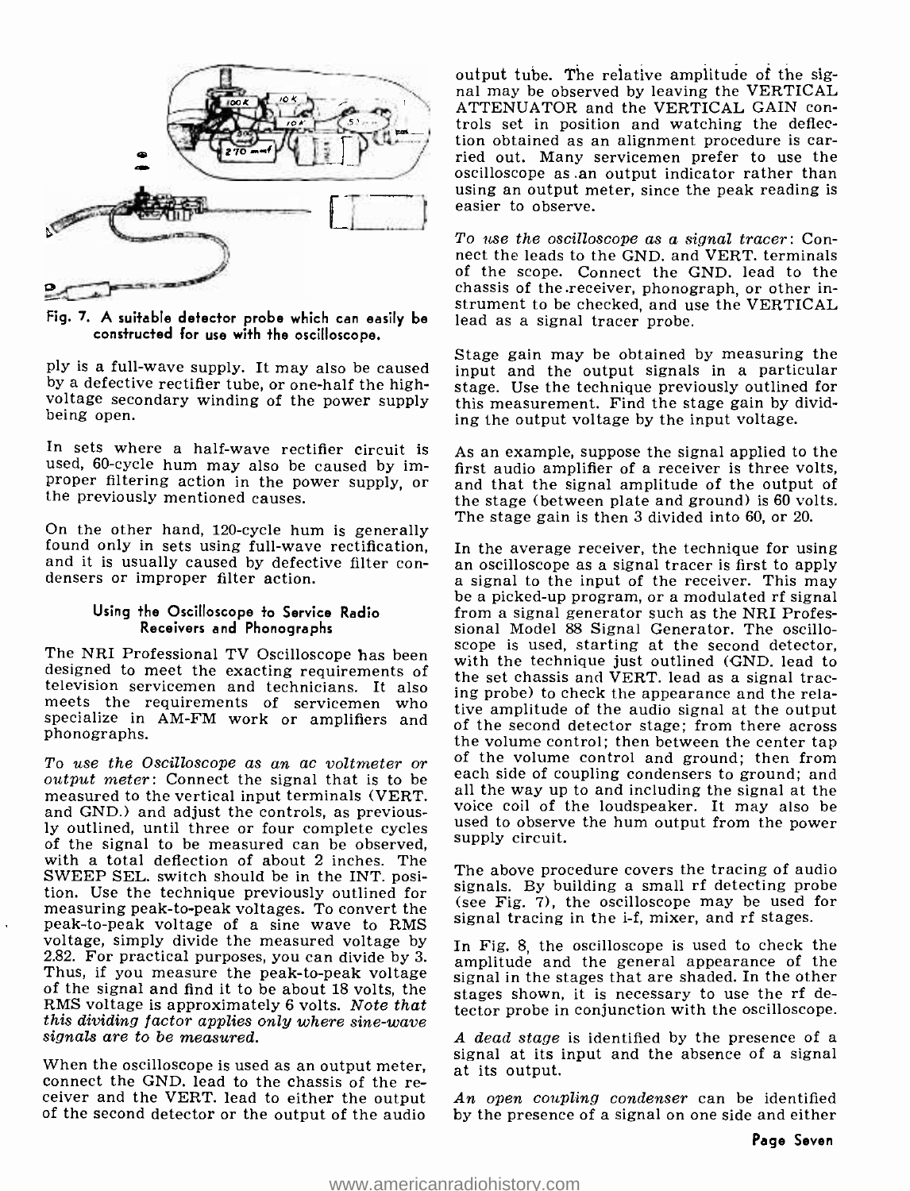Fig. 7. A suitable detector probe which can easily be constructed for use with the oscilloscope.

ply is a full-wave supply. It may also be caused by a defective rectifier tube, or one-half the high-voltage secondary winding of the power supply being open.

In sets where a half-wave rectifier circuit is used, 60-cycle hum may also be caused by improper filtering action in the power supply, or the previously mentioned causes.

On the other hand, 120-cycle hum is generally found only in sets using full-wave rectification, and it is usually caused by defective filter condensers or improper filter action.

### Using the Oscilloscope to Service Radio Receivers and Phonographs

The NRI Professional TV Oscilloscope has been designed to meet the exacting requirements of television servicemen and technicians. It also meets the requirements of servicemen who specialize in AM-FM work or amplifiers and phonographs.

*To use the Oscilloscope as an ac voltmeter or output meter*: Connect the signal that is to be measured to the vertical input terminals (VERT. and GND.) and adjust the controls, as previously outlined, until three or four complete cycles of the signal to be measured can be observed, with a total deflection of about 2 inches. The SWEEP SEL. switch should be in the INT. position. Use the technique previously outlined for measuring peak-to-peak voltages. To convert the peak-to-peak voltage of a sine wave to RMS voltage, simply divide the measured voltage by 2.82. For practical purposes, you can divide by 3. Thus, if you measure the peak-to-peak voltage of the signal and find it to be about 18 volts, the RMS voltage is approximately 6 volts. *Note that this dividing factor applies only where sine-wave signals are to be measured.*

When the oscilloscope is used as an output meter, connect the GND. lead to the chassis of the receiver and the VERT. lead to either the output of the second detector or the output of the audio output tube. The relative amplitude of the signal may be observed by leaving the VERTICAL ATTENUATOR and the VERTICAL GAIN controls set in position and watching the deflection obtained as an alignment procedure is carried out. Many servicemen prefer to use the oscilloscope as an output indicator rather than using an output meter, since the peak reading is easier to observe.

*To use the oscilloscope as a signal tracer*: Connect the leads to the GND. and VERT. terminals of the scope. Connect the GND. lead to the chassis of the receiver, phonograph, or other instrument to be checked, and use the VERTICAL lead as a signal tracer probe.

Stage gain may be obtained by measuring the input and the output signals in a particular stage. Use the technique previously outlined for this measurement. Find the stage gain by dividing the output voltage by the input voltage.

As an example, suppose the signal applied to the first audio amplifier of a receiver is three volts, and that the signal amplitude of the output of the stage (between plate and ground) is 60 volts. The stage gain is then 3 divided into 60, or 20.

In the average receiver, the technique for using an oscilloscope as a signal tracer is first to apply a signal to the input of the receiver. This may be a picked-up program, or a modulated rf signal from a signal generator such as the NRI Professional Model 88 Signal Generator. The oscilloscope is used, starting at the second detector, with the technique just outlined (GND. lead to the set chassis and VERT. lead as a signal tracing probe) to check the appearance and the relative amplitude of the audio signal at the output of the second detector stage; from there across the volume control; then between the center tap of the volume control and ground; then from each side of coupling condensers to ground; and all the way up to and including the signal at the voice coil of the loudspeaker. It may also be used to observe the hum output from the power supply circuit.

The above procedure covers the tracing of audio signals. By building a small rf detecting probe (see Fig. 7), the oscilloscope may be used for signal tracing in the i-f, mixer, and rf stages.

In Fig. 8, the oscilloscope is used to check the amplitude and the general appearance of the signal in the stages that are shaded. In the other stages shown, it is necessary to use the rf detector probe in conjunction with the oscilloscope.

*A dead stage* is identified by the presence of a signal at its input and the absence of a signal at its output.

*An open coupling condenser* can be identified by the presence of a signal on one side and either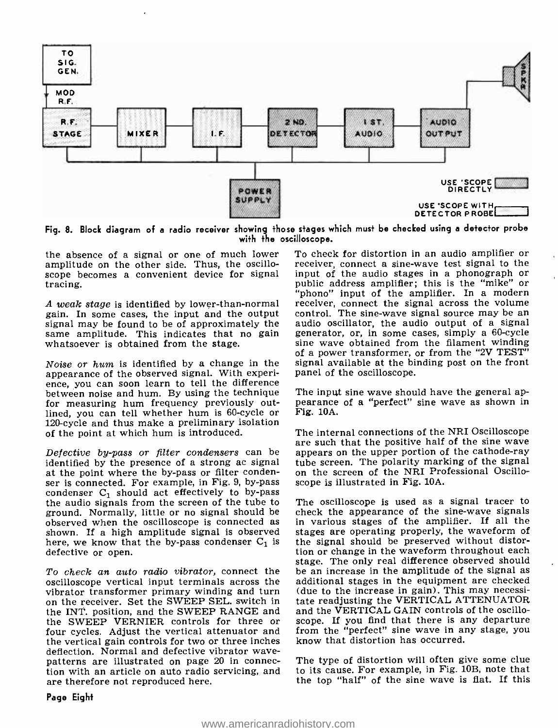Fig. 8. Block diagram of a radio receiver showing those stages which must be checked using a detector probe with the oscilloscope.

the absence of a signal or one of much lower amplitude on the other side. Thus, the oscilloscope becomes a convenient device for signal tracing.

*A weak stage* is identified by lower-than-normal gain. In some cases, the input and the output signal may be found to be of approximately the same amplitude. This indicates that no gain whatsoever is obtained from the stage.

*Noise or hum* is identified by a change in the appearance of the observed signal. With experience, you can soon learn to tell the difference between noise and hum. By using the technique for measuring hum frequency previously outlined, you can tell whether hum is 60-cycle or 120-cycle and thus make a preliminary isolation of the point at which hum is introduced.

*Defective by-pass or filter condensers* can be identified by the presence of a strong ac signal at the point where the by-pass or filter condenser is connected. For example, in Fig. 9, by-pass condenser $C_1$ should act effectively to by-pass the audio signals from the screen of the tube to ground. Normally, little or no signal should be observed when the oscilloscope is connected as shown. If a high amplitude signal is observed here, we know that the by-pass condenser $C_1$ is defective or open.

*To check an auto radio vibrator,* connect the oscilloscope vertical input terminals across the vibrator transformer primary winding and turn on the receiver. Set the SWEEP SEL. switch in the INT. position, and the SWEEP RANGE and the SWEEP VERNIER controls for three or four cycles. Adjust the vertical attenuator and the vertical gain controls for two or three inches deflection. Normal and defective vibrator wavepatterns are illustrated on page 20 in connection with an article on auto radio servicing, and are therefore not reproduced here.

To check for distortion in an audio amplifier or receiver, connect a sine-wave test signal to the input of the audio stages in a phonograph or public address amplifier; this is the "mike" or "phono" input of the amplifier. In a modern receiver, connect the signal across the volume control. The sine-wave signal source may be an audio oscillator, the audio output of a signal generator, or, in some cases, simply a 60-cycle sine wave obtained from the filament winding of a power transformer, or from the "2V TEST" signal available at the binding post on the front panel of the oscilloscope.

The input sine wave should have the general appearance of a "perfect" sine wave as shown in Fig. 10A.

The internal connections of the NRI Oscilloscope are such that the positive half of the sine wave appears on the upper portion of the cathode-ray tube screen. The polarity marking of the signal on the screen of the NRI Professional Oscilloscope is illustrated in Fig. 10A.

The oscilloscope is used as a signal tracer to check the appearance of the sine-wave signals in various stages of the amplifier. If all the stages are operating properly, the waveform of the signal should be preserved without distortion or change in the waveform throughout each stage. The only real difference observed should be an increase in the amplitude of the signal as additional stages in the equipment are checked (due to the increase in gain). This may necessitate readjusting the VERTICAL ATTENUATOR and the VERTICAL GAIN controls of the oscilloscope. If you find that there is any departure from the "perfect" sine wave in any stage, you know that distortion has occurred.

The type of distortion will often give some clue to its cause. For example, in Fig. 10B, note that the top "half" of the sine wave is flat. If this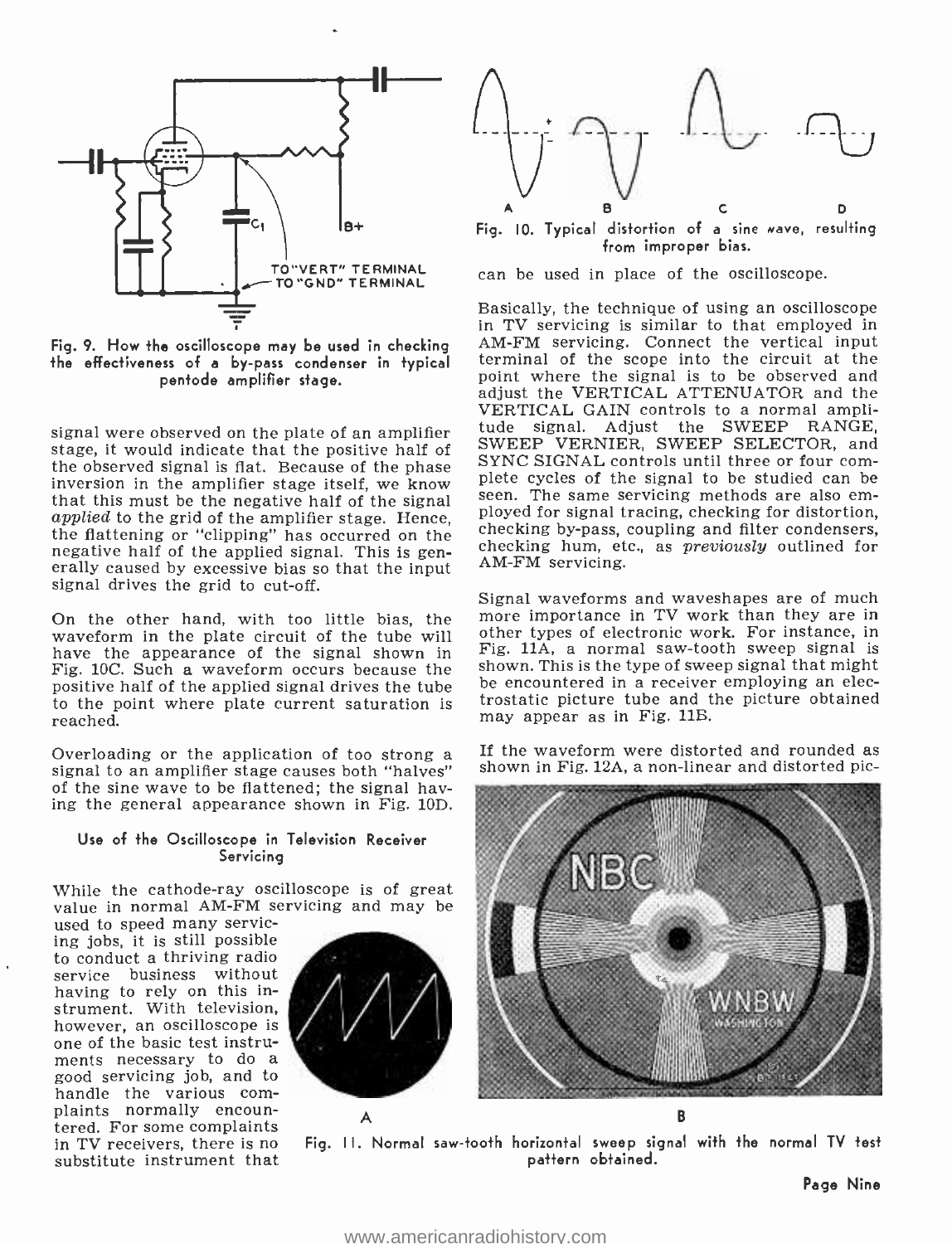Fig. 9. How the oscilloscope may be used in checking the effectiveness of a by-pass condenser in typical pentode amplifier stage.

signal were observed on the plate of an amplifier stage, it would indicate that the positive half of the observed signal is flat. Because of the phase inversion in the amplifier stage itself, we know that this must be the negative half of the signal *applied* to the grid of the amplifier stage. Hence, the flattening or "clipping" has occurred on the negative half of the applied signal. This is generally caused by excessive bias so that the input signal drives the grid to cut-off.

On the other hand, with too little bias, the waveform in the plate circuit of the tube will have the appearance of the signal shown in Fig. 10C. Such a waveform occurs because the positive half of the applied signal drives the tube to the point where plate current saturation is reached.

Overloading or the application of too strong a signal to an amplifier stage causes both "halves" of the sine wave to be flattened; the signal having the general appearance shown in Fig. 10D.

#### Use of the Oscilloscope in Television Receiver Servicing

While the cathode-ray oscilloscope is of great value in normal AM-FM servicing and may be used to speed many servicing jobs, it is still possible to conduct a thriving radio service business without having to rely on this instrument. With television, however, an oscilloscope is one of the basic test instruments necessary to do a good servicing job, and to handle the various complaints normally encountered. For some complaints in TV receivers, there is no substitute instrument that can be used in place of the oscilloscope.

Fig. 10. Typical distortion of a sine wave, resulting from improper bias.

Basically, the technique of using an oscilloscope in TV servicing is similar to that employed in AM-FM servicing. Connect the vertical input terminal of the scope into the circuit at the point where the signal is to be observed and adjust the VERTICAL ATTENUATOR and the VERTICAL GAIN controls to a normal amplitude signal. Adjust the SWEEP RANGE, SWEEP VERNIER, SWEEP SELECTOR, and SYNC SIGNAL controls until three or four complete cycles of the signal to be studied can be seen. The same servicing methods are also employed for signal tracing, checking for distortion, checking by-pass, coupling and filter condensers, checking hum, etc., as *previously* outlined for AM-FM servicing.

Signal waveforms and waveshapes are of much more importance in TV work than they are in other types of electronic work. For instance, in Fig. 11A, a normal saw-tooth sweep signal is shown. This is the type of sweep signal that might be encountered in a receiver employing an electrostatic picture tube and the picture obtained may appear as in Fig. 11B.

If the waveform were distorted and rounded as shown in Fig. 12A, a non-linear and distorted pic-

Fig. 11. Normal saw-tooth horizontal sweep signal with the normal TV test pattern obtained.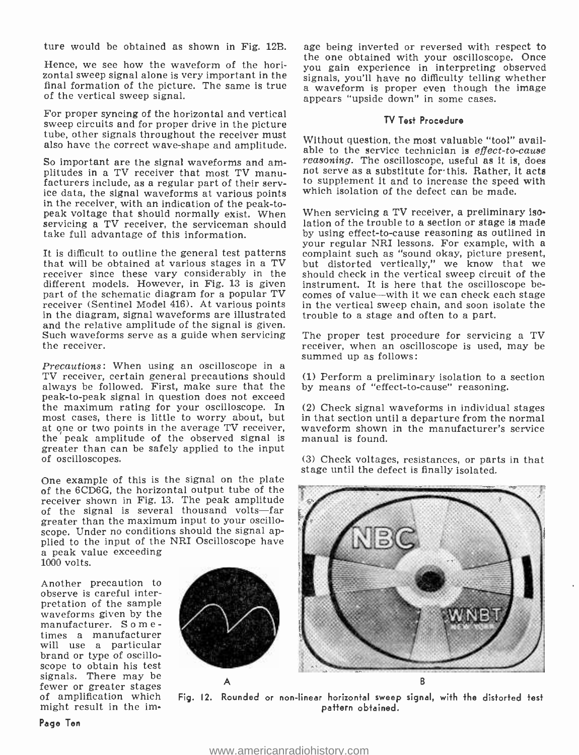ture would be obtained as shown in Fig. 12B.

Hence, we see how the waveform of the horizontal sweep signal alone is very important in the final formation of the picture. The same is true of the vertical sweep signal.

For proper syncing of the horizontal and vertical sweep circuits and for proper drive in the picture tube, other signals throughout the receiver must also have the correct wave-shape and amplitude.

So important are the signal waveforms and amplitudes in a TV receiver that most TV manufacturers include, as a regular part of their service data, the signal waveforms at various points in the receiver, with an indication of the peak-to-peak voltage that should normally exist. When servicing a TV receiver, the serviceman should take full advantage of this information.

It is difficult to outline the general test patterns that will be obtained at various stages in a TV receiver since these vary considerably in the different models. However, in Fig. 13 is given part of the schematic diagram for a popular TV receiver (Sentinel Model 416). At various points in the diagram, signal waveforms are illustrated and the relative amplitude of the signal is given. Such waveforms serve as a guide when servicing the receiver.

*Precautions*: When using an oscilloscope in a TV receiver, certain general precautions should always be followed. First, make sure that the peak-to-peak signal in question does not exceed the maximum rating for your oscilloscope. In most cases, there is little to worry about, but at one or two points in the average TV receiver, the peak amplitude of the observed signal is greater than can be safely applied to the input of oscilloscopes.

One example of this is the signal on the plate of the 6CD6G, the horizontal output tube of the receiver shown in Fig. 13. The peak amplitude of the signal is several thousand volts—far greater than the maximum input to your oscilloscope. Under no conditions should the signal applied to the input of the NRI Oscilloscope have a peak value exceeding 1000 volts.

Another precaution to observe is careful interpretation of the sample waveforms given by the manufacturer. Sometimes a manufacturer will use a particular brand or type of oscilloscope to obtain his test signals. There may be fewer or greater stages of amplification which might result in the image being inverted or reversed with respect to the one obtained with your oscilloscope. Once you gain experience in interpreting observed signals, you'll have no difficulty telling whether a waveform is proper even though the image appears "upside down" in some cases.

### TV Test Procedure

Without question, the most valuable "tool" available to the service technician is *effect-to-cause reasoning*. The oscilloscope, useful as it is, does not serve as a substitute for this. Rather, it acts to supplement it and to increase the speed with which isolation of the defect can be made.

When servicing a TV receiver, a preliminary isolation of the trouble to a section or stage is made by using effect-to-cause reasoning as outlined in your regular NRI lessons. For example, with a complaint such as "sound okay, picture present, but distorted vertically," we know that we should check in the vertical sweep circuit of the instrument. It is here that the oscilloscope becomes of value—with it we can check each stage in the vertical sweep chain, and soon isolate the trouble to a stage and often to a part.

The proper test procedure for servicing a TV receiver, when an oscilloscope is used, may be summed up as follows:

(1) Perform a preliminary isolation to a section by means of "effect-to-cause" reasoning.

(2) Check signal waveforms in individual stages in that section until a departure from the normal waveform shown in the manufacturer's service manual is found.

(3) Check voltages, resistances, or parts in that stage until the defect is finally isolated.

Fig. 12. Rounded or non-linear horizontal sweep signal, with the distorted test pattern obtained.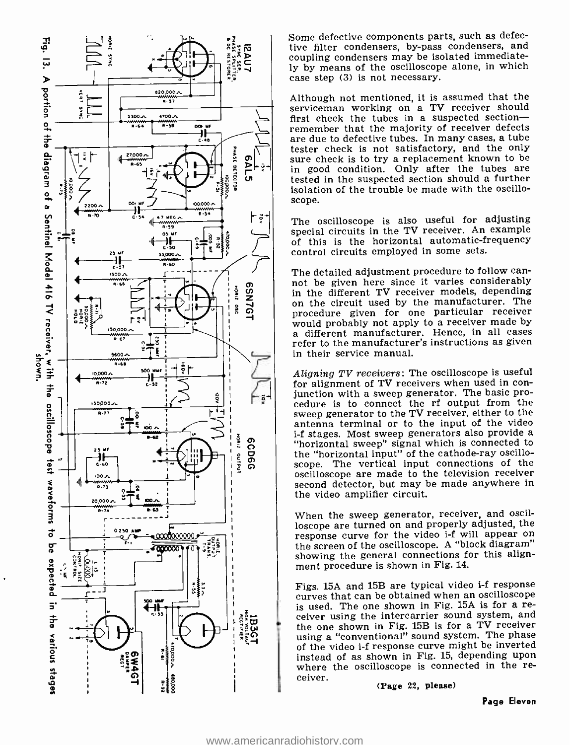Fig. 13. A portion of the diagram of a Sentinel Model 416 TV receiver, with the oscilloscope test waveforms to be expected in the various stages shown.

Some defective components parts, such as defective filter condensers, by-pass condensers, and coupling condensers may be isolated immediately by means of the oscilloscope alone, in which case step (3) is not necessary.

Although not mentioned, it is assumed that the serviceman working on a TV receiver should first check the tubes in a suspected section—remember that the majority of receiver defects are due to defective tubes. In many cases, a tube tester check is not satisfactory, and the only sure check is to try a replacement known to be in good condition. Only after the tubes are tested in the suspected section should a further isolation of the trouble be made with the oscilloscope.

The oscilloscope is also useful for adjusting special circuits in the TV receiver. An example of this is the horizontal automatic-frequency control circuits employed in some sets.

The detailed adjustment procedure to follow cannot be given here since it varies considerably in the different TV receiver models, depending on the circuit used by the manufacturer. The procedure given for one particular receiver would probably not apply to a receiver made by a different manufacturer. Hence, in all cases refer to the manufacturer's instructions as given in their service manual.

*Aligning TV receivers*: The oscilloscope is useful for alignment of TV receivers when used in conjunction with a sweep generator. The basic procedure is to connect the rf output from the sweep generator to the TV receiver, either to the antenna terminal or to the input of the video i-f stages. Most sweep generators also provide a "horizontal sweep" signal which is connected to the "horizontal input" of the cathode-ray oscilloscope. The vertical input connections of the oscilloscope are made to the television receiver second detector, but may be made anywhere in the video amplifier circuit.

When the sweep generator, receiver, and oscilloscope are turned on and properly adjusted, the response curve for the video i-f will appear on the screen of the oscilloscope. A "block diagram" showing the general connections for this alignment procedure is shown in Fig. 14.

Figs. 15A and 15B are typical video i-f response curves that can be obtained when an oscilloscope is used. The one shown in Fig. 15A is for a receiver using the intercarrier sound system, and the one shown in Fig. 15B is for a TV receiver using a "conventional" sound system. The phase of the video i-f response curve might be inverted instead of as shown in Fig. 15, depending upon where the oscilloscope is connected in the receiver.

(Page 22, please)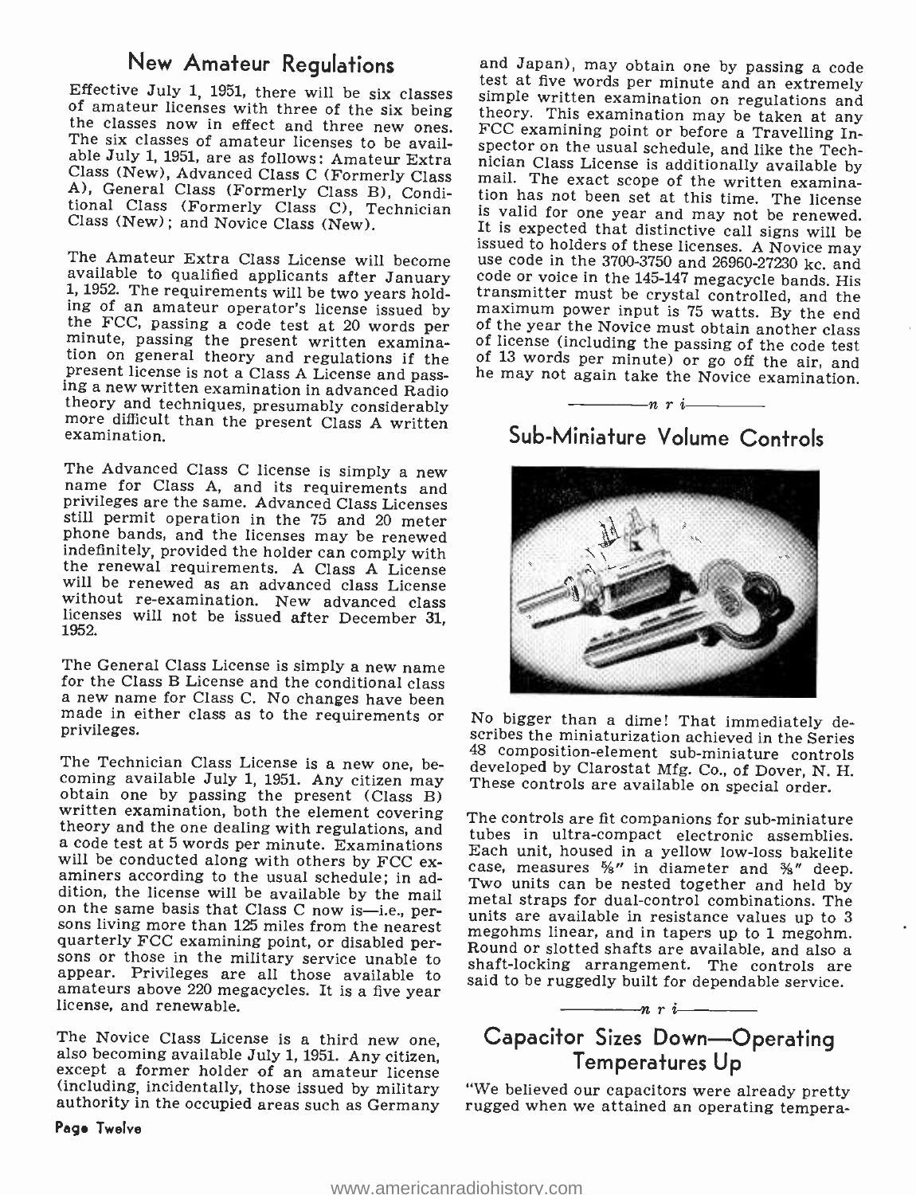## New Amateur Regulations

Effective July 1, 1951, there will be six classes of amateur licenses with three of the six being the classes now in effect and three new ones. The six classes of amateur licenses to be available July 1, 1951, are as follows: Amateur Extra Class (New), Advanced Class C (Formerly Class A), General Class (Formerly Class B), Conditional Class (Formerly Class C), Technician Class (New); and Novice Class (New).

The Amateur Extra Class License will become available to qualified applicants after January 1, 1952. The requirements will be two years holding of an amateur operator's license issued by the FCC, passing a code test at 20 words per minute, passing the present written examination on general theory and regulations if the present license is not a Class A License and passing a new written examination in advanced Radio theory and techniques, presumably considerably more difficult than the present Class A written examination.

The Advanced Class C license is simply a new name for Class A, and its requirements and privileges are the same. Advanced Class Licenses still permit operation in the 75 and 20 meter phone bands, and the licenses may be renewed indefinitely, provided the holder can comply with the renewal requirements. A Class A License will be renewed as an advanced class License without re-examination. New advanced class licenses will not be issued after December 31, 1952.

The General Class License is simply a new name for the Class B License and the conditional class a new name for Class C. No changes have been made in either class as to the requirements or privileges.

The Technician Class License is a new one, becoming available July 1, 1951. Any citizen may obtain one by passing the present (Class B) written examination, both the element covering theory and the one dealing with regulations, and a code test at 5 words per minute. Examinations will be conducted along with others by FCC examiners according to the usual schedule; in addition, the license will be available by the mail on the same basis that Class C now is—i.e., persons living more than 125 miles from the nearest quarterly FCC examining point, or disabled persons or those in the military service unable to appear. Privileges are all those available to amateurs above 220 megacycles. It is a five year license, and renewable.

The Novice Class License is a third new one, also becoming available July 1, 1951. Any citizen, except a former holder of an amateur license (including, incidentally, those issued by military authority in the occupied areas such as Germany and Japan), may obtain one by passing a code test at five words per minute and an extremely simple written examination on regulations and theory. This examination may be taken at any FCC examining point or before a Travelling Inspector on the usual schedule, and like the Technician Class License is additionally available by mail. The exact scope of the written examination has not been set at this time. The license is valid for one year and may not be renewed. It is expected that distinctive call signs will be issued to holders of these licenses. A Novice may use code in the 3700-3750 and 26960-27230 kc. and code or voice in the 145-147 megacycle bands. His transmitter must be crystal controlled, and the maximum power input is 75 watts. By the end of the year the Novice must obtain another class of license (including the passing of the code test of 13 words per minute) or go off the air, and he may not again take the Novice examination.

---n r i---

## Sub-Miniature Volume Controls

No bigger than a dime! That immediately describes the miniaturization achieved in the Series 48 composition-element sub-miniature controls developed by Clarostat Mfg. Co., of Dover, N. H. These controls are available on special order.

The controls are fit companions for sub-miniature tubes in ultra-compact electronic assemblies. Each unit, housed in a yellow low-loss bakelite case, measures ⅝" in diameter and ⅜" deep. Two units can be nested together and held by metal straps for dual-control combinations. The units are available in resistance values up to 3 megohms linear, and in tapers up to 1 megohm. Round or slotted shafts are available, and also a shaft-locking arrangement. The controls are said to be ruggedly built for dependable service.

---n r i---

## Capacitor Sizes Down—Operating Temperatures Up

"We believed our capacitors were already pretty rugged when we attained an operating tempera-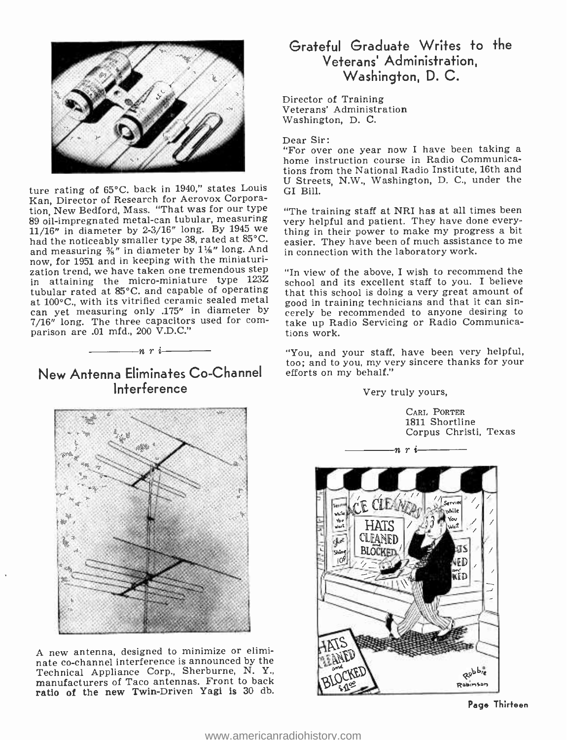ture rating of 65°C. back in 1940," states Louis Kan, Director of Research for Aerovox Corporation, New Bedford, Mass. "That was for our type 89 oil-impregnated metal-can tubular, measuring 11/16" in diameter by 2-3/16" long. By 1945 we had the noticeably smaller type 38, rated at 85°C. and measuring ⅜" in diameter by 1⅛" long. And now, for 1951 and in keeping with the miniaturization trend, we have taken one tremendous step in attaining the micro-miniature type 123Z tubular rated at 85°C. and capable of operating at 100°C., with its vitrified ceramic sealed metal can yet measuring only .175" in diameter by 7/16" long. The three capacitors used for comparison are .01 mfd., 200 V.D.C."

*n r i*

## New Antenna Eliminates Co-Channel Interference

A new antenna, designed to minimize or eliminate co-channel interference is announced by the Technical Appliance Corp., Sherburne, N. Y., manufacturers of Taco antennas. Front to back ratio of the new Twin-Driven Yagi is 30 db.

## Grateful Graduate Writes to the Veterans' Administration, Washington, D. C.

Director of Training
Veterans' Administration
Washington, D. C.

Dear Sir:

"For over one year now I have been taking a home instruction course in Radio Communications from the National Radio Institute, 16th and U Streets, N.W., Washington, D. C., under the GI Bill.

"The training staff at NRI has at all times been very helpful and patient. They have done everything in their power to make my progress a bit easier. They have been of much assistance to me in connection with the laboratory work.

"In view of the above, I wish to recommend the school and its excellent staff to you. I believe that this school is doing a very great amount of good in training technicians and that it can sincerely be recommended to anyone desiring to take up Radio Servicing or Radio Communications work.

"You, and your staff, have been very helpful, too; and to you, my very sincere thanks for your efforts on my behalf."

Very truly yours,

CARL PORTER
1811 Shortline
Corpus Christi, Texas

*n r i*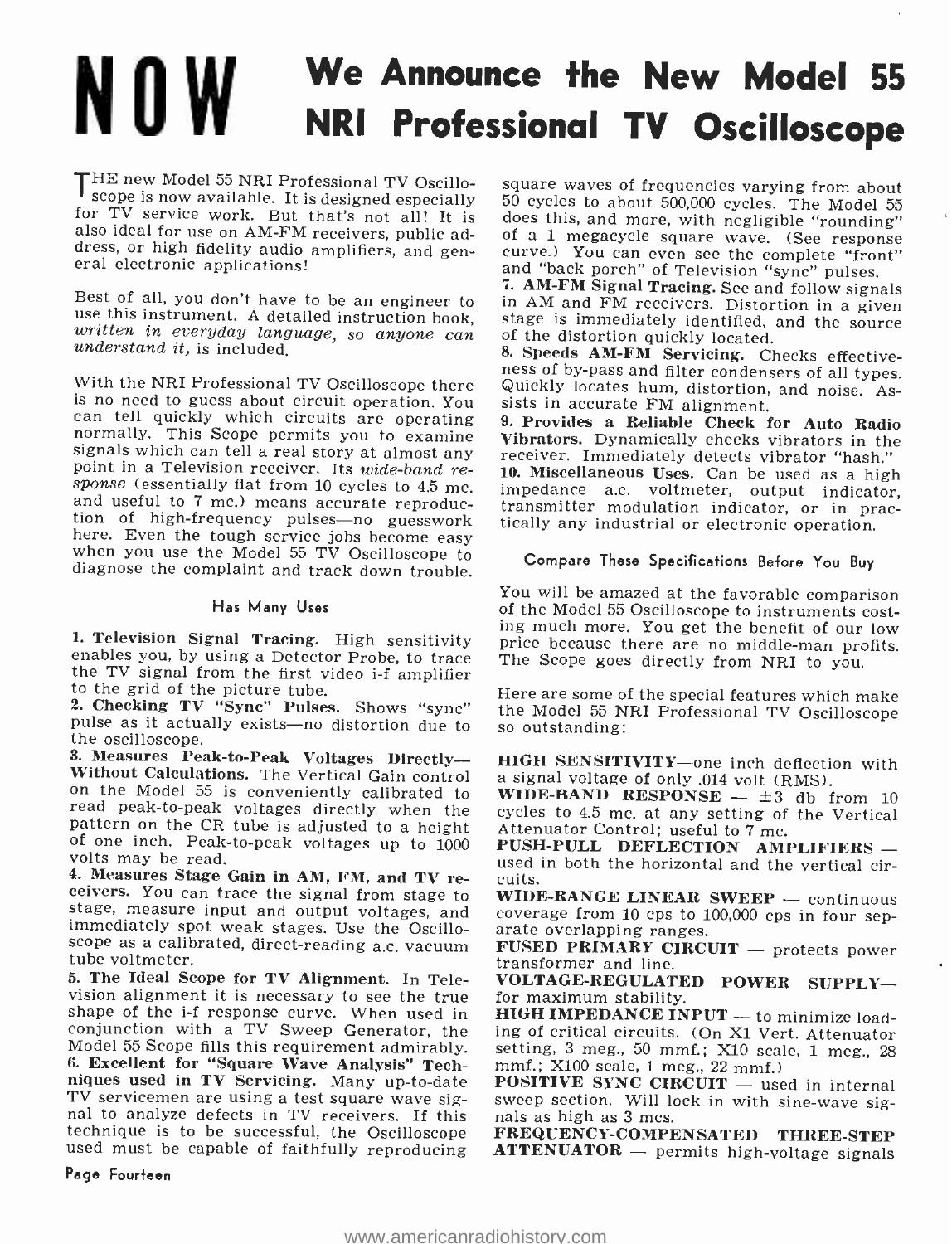# NOW We Announce the New Model 55 NRI Professional TV Oscilloscope

THE new Model 55 NRI Professional TV Oscilloscope is now available. It is designed especially for TV service work. But that's not all! It is also ideal for use on AM-FM receivers, public address, or high fidelity audio amplifiers, and general electronic applications!

Best of all, you don't have to be an engineer to use this instrument. A detailed instruction book, *written in everyday language, so anyone can understand it,* is included.

With the NRI Professional TV Oscilloscope there is no need to guess about circuit operation. You can tell quickly which circuits are operating normally. This Scope permits you to examine signals which can tell a real story at almost any point in a Television receiver. Its *wide-band response* (essentially flat from 10 cycles to 4.5 mc. and useful to 7 mc.) means accurate reproduction of high-frequency pulses—no guesswork here. Even the tough service jobs become easy when you use the Model 55 TV Oscilloscope to diagnose the complaint and track down trouble.

## Has Many Uses

**1. Television Signal Tracing.** High sensitivity enables you, by using a Detector Probe, to trace the TV signal from the first video i-f amplifier to the grid of the picture tube.

**2. Checking TV "Sync" Pulses.** Shows "sync" pulse as it actually exists—no distortion due to the oscilloscope.

**3. Measures Peak-to-Peak Voltages Directly—Without Calculations.** The Vertical Gain control on the Model 55 is conveniently calibrated to read peak-to-peak voltages directly when the pattern on the CR tube is adjusted to a height of one inch. Peak-to-peak voltages up to 1000 volts may be read.

**4. Measures Stage Gain in AM, FM, and TV receivers.** You can trace the signal from stage to stage, measure input and output voltages, and immediately spot weak stages. Use the Oscilloscope as a calibrated, direct-reading a.c. vacuum tube voltmeter.

**5. The Ideal Scope for TV Alignment.** In Television alignment it is necessary to see the true shape of the i-f response curve. When used in conjunction with a TV Sweep Generator, the Model 55 Scope fills this requirement admirably.

**6. Excellent for "Square Wave Analysis" Techniques used in TV Servicing.** Many up-to-date TV servicemen are using a test square wave signal to analyze defects in TV receivers. If this technique is to be successful, the Oscilloscope used must be capable of faithfully reproducing square waves of frequencies varying from about 50 cycles to about 500,000 cycles. The Model 55 does this, and more, with negligible "rounding" of a 1 megacycle square wave. (See response curve.) You can even see the complete "front" and "back porch" of Television "sync" pulses.

**7. AM-FM Signal Tracing.** See and follow signals in AM and FM receivers. Distortion in a given stage is immediately identified, and the source of the distortion quickly located.

**8. Speeds AM-FM Servicing.** Checks effectiveness of by-pass and filter condensers of all types. Quickly locates hum, distortion, and noise. Assists in accurate FM alignment.

**9. Provides a Reliable Check for Auto Radio Vibrators.** Dynamically checks vibrators in the receiver. Immediately detects vibrator "hash."

**10. Miscellaneous Uses.** Can be used as a high impedance a.c. voltmeter, output indicator, transmitter modulation indicator, or in practically any industrial or electronic operation.

## Compare These Specifications Before You Buy

You will be amazed at the favorable comparison of the Model 55 Oscilloscope to instruments costing much more. You get the benefit of our low price because there are no middle-man profits. The Scope goes directly from NRI to you.

Here are some of the special features which make the Model 55 NRI Professional TV Oscilloscope so outstanding:

**HIGH SENSITIVITY**—one inch deflection with a signal voltage of only .014 volt (RMS).

**WIDE-BAND RESPONSE** — ±3 db from 10 cycles to 4.5 mc. at any setting of the Vertical Attenuator Control; useful to 7 mc.

**PUSH-PULL DEFLECTION AMPLIFIERS** — used in both the horizontal and the vertical circuits.

**WIDE-RANGE LINEAR SWEEP** — continuous coverage from 10 cps to 100,000 cps in four separate overlapping ranges.

**FUSED PRIMARY CIRCUIT** — protects power transformer and line.

**VOLTAGE-REGULATED POWER SUPPLY**—for maximum stability.

**HIGH IMPEDANCE INPUT** — to minimize loading of critical circuits. (On X1 Vert. Attenuator setting, 3 meg., 50 mmf.; X10 scale, 1 meg., 28 mmf.; X100 scale, 1 meg., 22 mmf.)

**POSITIVE SYNC CIRCUIT** — used in internal sweep section. Will lock in with sine-wave signals as high as 3 mcs.

**FREQUENCY-COMPENSATED THREE-STEP ATTENUATOR** — permits high-voltage signals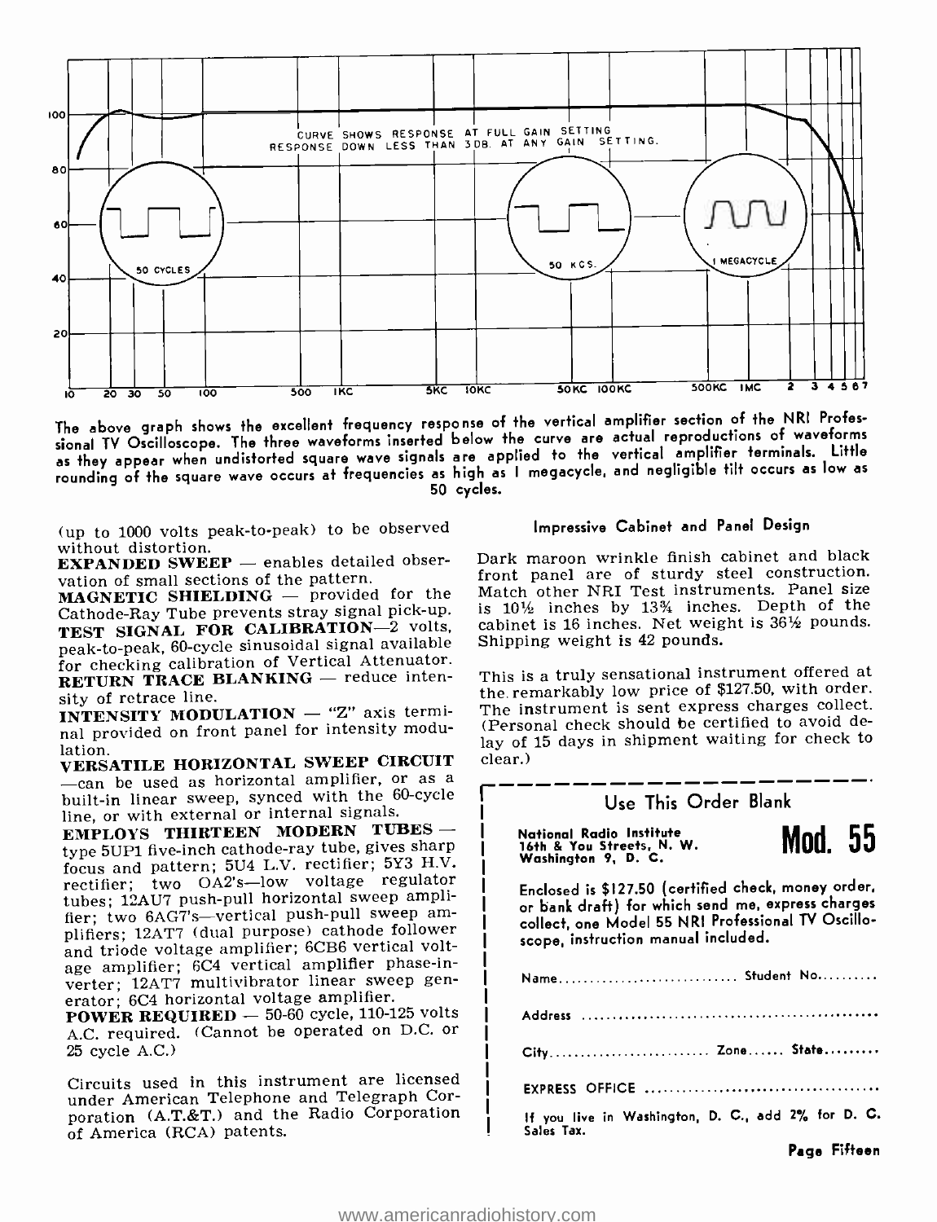The above graph shows the excellent frequency response of the vertical amplifier section of the NRI Professional TV Oscilloscope. The three waveforms inserted below the curve are actual reproductions of waveforms as they appear when undistorted square wave signals are applied to the vertical amplifier terminals. Little rounding of the square wave occurs at frequencies as high as 1 megacycle, and negligible tilt occurs as low as 50 cycles.

(up to 1000 volts peak-to-peak) to be observed without distortion.

**EXPANDED SWEEP** — enables detailed observation of small sections of the pattern.

**MAGNETIC SHIELDING** — provided for the Cathode-Ray Tube prevents stray signal pick-up.

**TEST SIGNAL FOR CALIBRATION**—2 volts, peak-to-peak, 60-cycle sinusoidal signal available for checking calibration of Vertical Attenuator.

**RETURN TRACE BLANKING** — reduce intensity of retrace line.

**INTENSITY MODULATION** — "Z" axis terminal provided on front panel for intensity modulation.

**VERSATILE HORIZONTAL SWEEP CIRCUIT** —can be used as horizontal amplifier, or as a built-in linear sweep, synced with the 60-cycle line, or with external or internal signals.

**EMPLOYS THIRTEEN MODERN TUBES** — type 5UP1 five-inch cathode-ray tube, gives sharp focus and pattern; 5U4 L.V. rectifier; 5Y3 H.V. rectifier; two OA2's—low voltage regulator tubes; 12AU7 push-pull horizontal sweep amplifier; two 6AG7's—vertical push-pull sweep amplifiers; 12AT7 (dual purpose) cathode follower and triode voltage amplifier; 6CB6 vertical voltage amplifier; 6C4 vertical amplifier phase-inverter; 12AT7 multivibrator linear sweep generator; 6C4 horizontal voltage amplifier.

**POWER REQUIRED** — 50-60 cycle, 110-125 volts A.C. required. (Cannot be operated on D.C. or 25 cycle A.C.)

Circuits used in this instrument are licensed under American Telephone and Telegraph Corporation (A.T.&T.) and the Radio Corporation of America (RCA) patents.

### Impressive Cabinet and Panel Design

Dark maroon wrinkle finish cabinet and black front panel are of sturdy steel construction. Match other NRI Test instruments. Panel size is 10½ inches by 13¾ inches. Depth of the cabinet is 16 inches. Net weight is 36½ pounds. Shipping weight is 42 pounds.

This is a truly sensational instrument offered at the remarkably low price of $127.50, with order. The instrument is sent express charges collect. (Personal check should be certified to avoid delay of 15 days in shipment waiting for check to clear.)

### Use This Order Blank

National Radio Institute
16th & You Streets, N. W.
Washington 9, D. C.

**Mod. 55**

Enclosed is $127.50 (certified check, money order, or bank draft) for which send me, express charges collect, one Model 55 NRI Professional TV Oscilloscope, instruction manual included.

Name............................ Student No.........

Address ..............................................

City.......................... Zone...... State.........

EXPRESS OFFICE ....................................

If you live in Washington, D. C., add 2% for D. C. Sales Tax.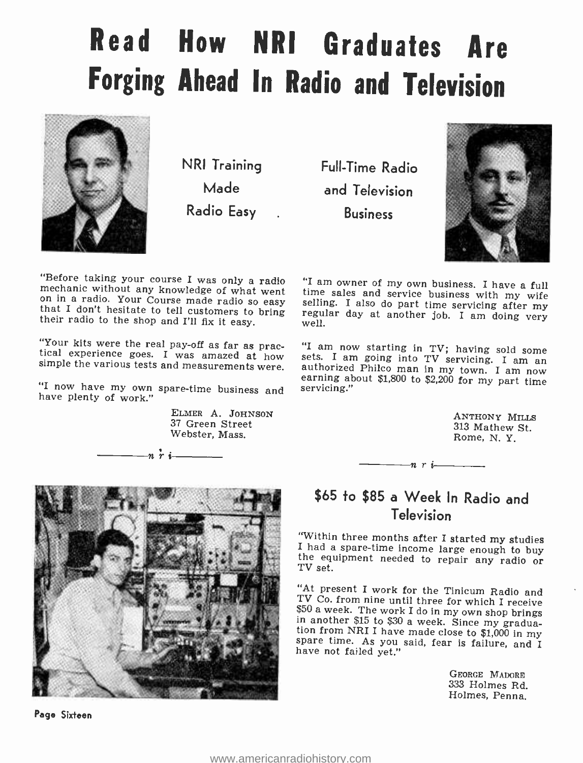# Read How NRI Graduates Are Forging Ahead In Radio and Television

## NRI Training Made Radio Easy

"Before taking your course I was only a radio mechanic without any knowledge of what went on in a radio. Your Course made radio so easy that I don't hesitate to tell customers to bring their radio to the shop and I'll fix it easy.

"Your kits were the real pay-off as far as practical experience goes. I was amazed at how simple the various tests and measurements were.

"I now have my own spare-time business and have plenty of work."

ELMER A. JOHNSON
37 Green Street
Webster, Mass.

—n r i—

## Full-Time Radio and Television Business

"I am owner of my own business. I have a full time sales and service business with my wife selling. I also do part time servicing after my regular day at another job. I am doing very well.

"I am now starting in TV; having sold some sets. I am going into TV servicing. I am an authorized Philco man in my town. I am now earning about $1,800 to $2,200 for my part time servicing."

ANTHONY MILLS
313 Mathew St.
Rome, N. Y.

—n r i—

## $65 to $85 a Week In Radio and Television

"Within three months after I started my studies I had a spare-time income large enough to buy the equipment needed to repair any radio or TV set.

"At present I work for the Tinicum Radio and TV Co. from nine until three for which I receive $50 a week. The work I do in my own shop brings in another $15 to $30 a week. Since my graduation from NRI I have made close to $1,000 in my spare time. As you said, fear is failure, and I have not failed yet."

GEORGE MADORE
333 Holmes Rd.
Holmes, Penna.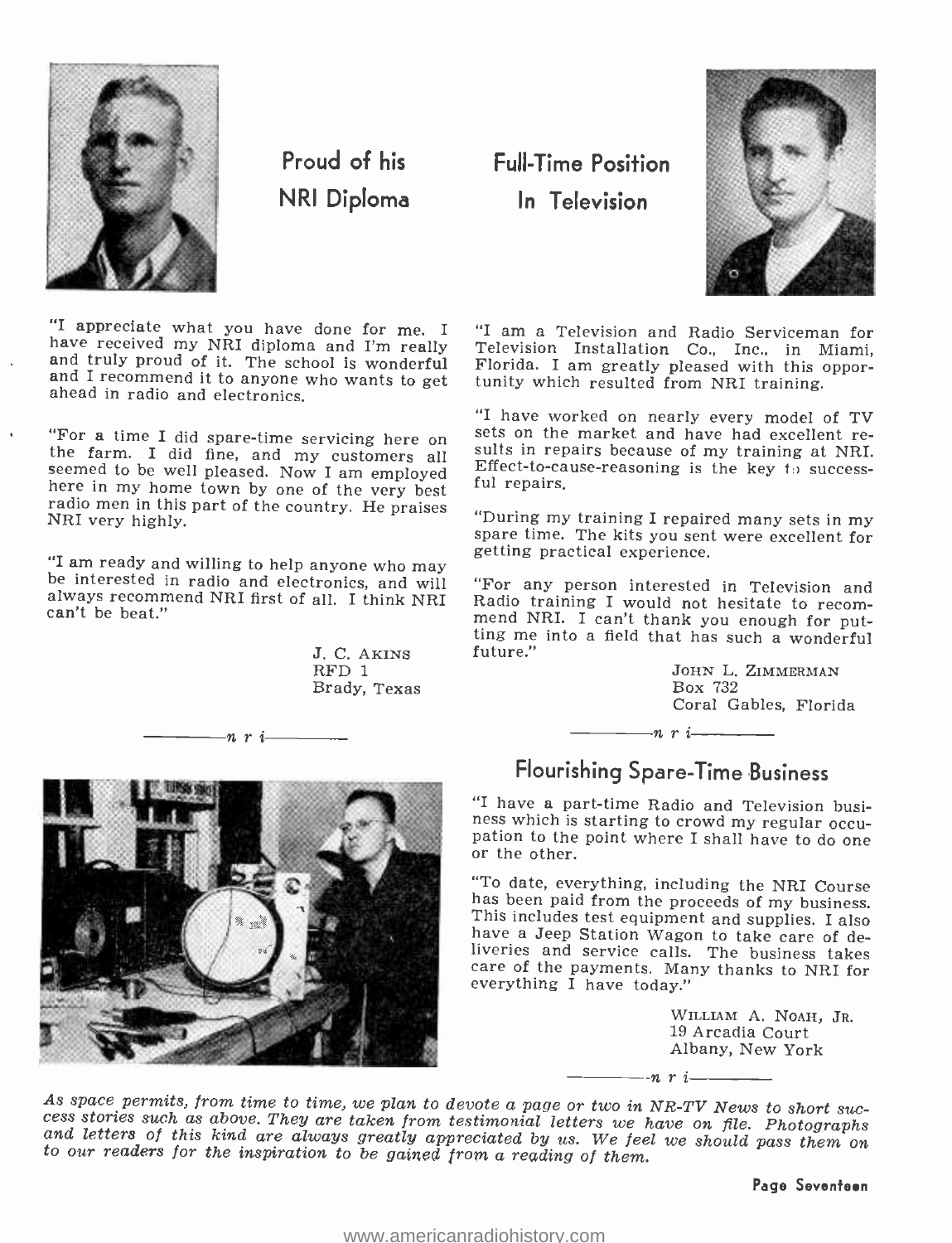## Proud of his NRI Diploma

"I appreciate what you have done for me. I have received my NRI diploma and I'm really and truly proud of it. The school is wonderful and I recommend it to anyone who wants to get ahead in radio and electronics.

"For a time I did spare-time servicing here on the farm. I did fine, and my customers all seemed to be well pleased. Now I am employed here in my home town by one of the very best radio men in this part of the country. He praises NRI very highly.

"I am ready and willing to help anyone who may be interested in radio and electronics, and will always recommend NRI first of all. I think NRI can't be beat."

J. C. Akins
RFD 1
Brady, Texas

———n r i———

## Full-Time Position In Television

"I am a Television and Radio Serviceman for Television Installation Co., Inc., in Miami, Florida. I am greatly pleased with this opportunity which resulted from NRI training.

"I have worked on nearly every model of TV sets on the market and have had excellent results in repairs because of my training at NRI. Effect-to-cause-reasoning is the key to successful repairs.

"During my training I repaired many sets in my spare time. The kits you sent were excellent for getting practical experience.

"For any person interested in Television and Radio training I would not hesitate to recommend NRI. I can't thank you enough for putting me into a field that has such a wonderful future."

John L. Zimmerman
Box 732
Coral Gables, Florida

———n r i———

## Flourishing Spare-Time Business

"I have a part-time Radio and Television business which is starting to crowd my regular occupation to the point where I shall have to do one or the other.

"To date, everything, including the NRI Course has been paid from the proceeds of my business. This includes test equipment and supplies. I also have a Jeep Station Wagon to take care of deliveries and service calls. The business takes care of the payments. Many thanks to NRI for everything I have today."

William A. Noah, Jr.
19 Arcadia Court
Albany, New York

———n r i———

*As space permits, from time to time, we plan to devote a page or two in NR-TV News to short success stories such as above. They are taken from testimonial letters we have on file. Photographs and letters of this kind are always greatly appreciated by us. We feel we should pass them on to our readers for the inspiration to be gained from a reading of them.*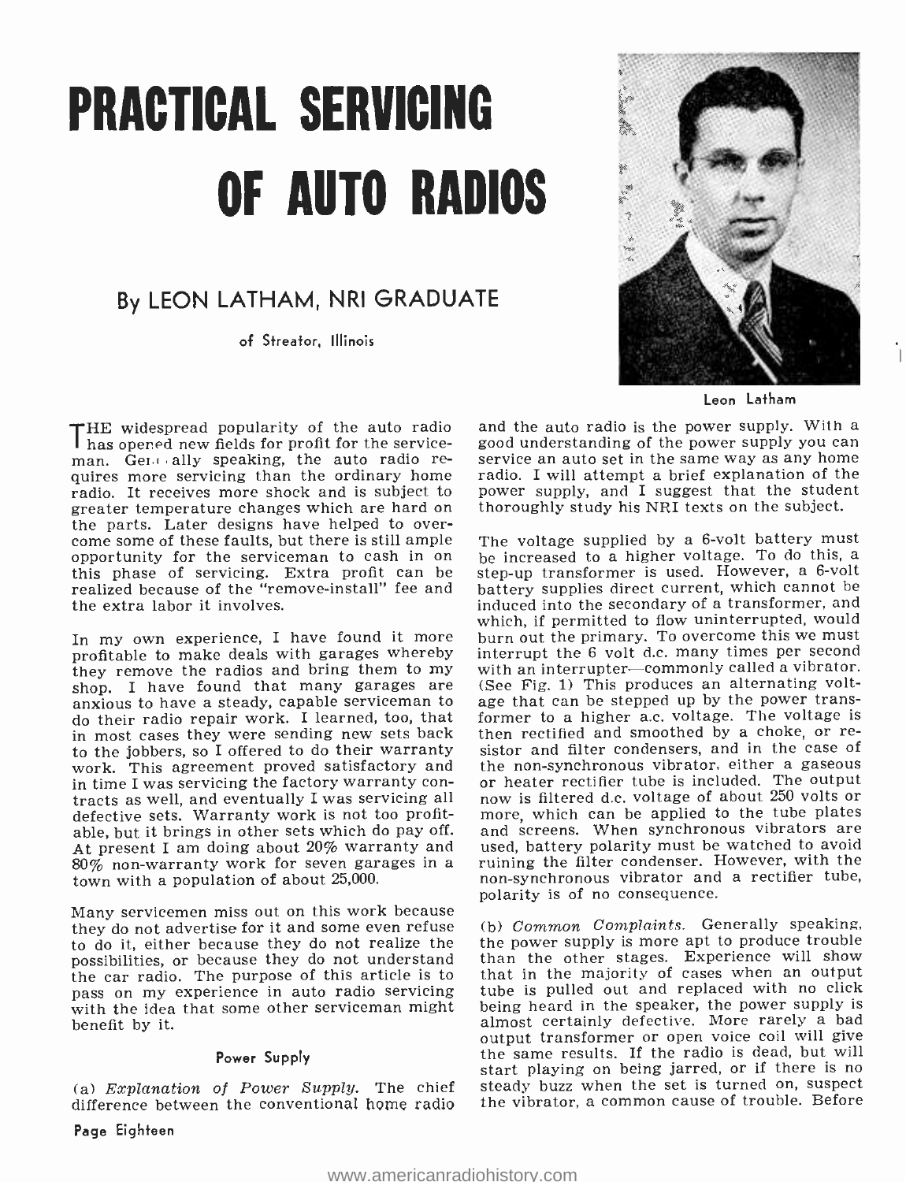# PRACTICAL SERVICING OF AUTO RADIOS

## By LEON LATHAM, NRI GRADUATE

of Streator, Illinois

Leon Latham

THE widespread popularity of the auto radio has opened new fields for profit for the serviceman. Generally speaking, the auto radio requires more servicing than the ordinary home radio. It receives more shock and is subject to greater temperature changes which are hard on the parts. Later designs have helped to overcome some of these faults, but there is still ample opportunity for the serviceman to cash in on this phase of servicing. Extra profit can be realized because of the "remove-install" fee and the extra labor it involves.

In my own experience, I have found it more profitable to make deals with garages whereby they remove the radios and bring them to my shop. I have found that many garages are anxious to have a steady, capable serviceman to do their radio repair work. I learned, too, that in most cases they were sending new sets back to the jobbers, so I offered to do their warranty work. This agreement proved satisfactory and in time I was servicing the factory warranty contracts as well, and eventually I was servicing all defective sets. Warranty work is not too profitable, but it brings in other sets which do pay off. At present I am doing about 20% warranty and 80% non-warranty work for seven garages in a town with a population of about 25,000.

Many servicemen miss out on this work because they do not advertise for it and some even refuse to do it, either because they do not realize the possibilities, or because they do not understand the car radio. The purpose of this article is to pass on my experience in auto radio servicing with the idea that some other serviceman might benefit by it.

### Power Supply

(a) *Explanation of Power Supply.* The chief difference between the conventional home radio and the auto radio is the power supply. With a good understanding of the power supply you can service an auto set in the same way as any home radio. I will attempt a brief explanation of the power supply, and I suggest that the student thoroughly study his NRI texts on the subject.

The voltage supplied by a 6-volt battery must be increased to a higher voltage. To do this, a step-up transformer is used. However, a 6-volt battery supplies direct current, which cannot be induced into the secondary of a transformer, and which, if permitted to flow uninterrupted, would burn out the primary. To overcome this we must interrupt the 6 volt d.c. many times per second with an interrupter—commonly called a vibrator. (See Fig. 1) This produces an alternating voltage that can be stepped up by the power transformer to a higher a.c. voltage. The voltage is then rectified and smoothed by a choke, or resistor and filter condensers, and in the case of the non-synchronous vibrator, either a gaseous or heater rectifier tube is included. The output now is filtered d.c. voltage of about 250 volts or more, which can be applied to the tube plates and screens. When synchronous vibrators are used, battery polarity must be watched to avoid ruining the filter condenser. However, with the non-synchronous vibrator and a rectifier tube, polarity is of no consequence.

(b) *Common Complaints.* Generally speaking, the power supply is more apt to produce trouble than the other stages. Experience will show that in the majority of cases when an output tube is pulled out and replaced with no click being heard in the speaker, the power supply is almost certainly defective. More rarely a bad output transformer or open voice coil will give the same results. If the radio is dead, but will start playing on being jarred, or if there is no steady buzz when the set is turned on, suspect the vibrator, a common cause of trouble. Before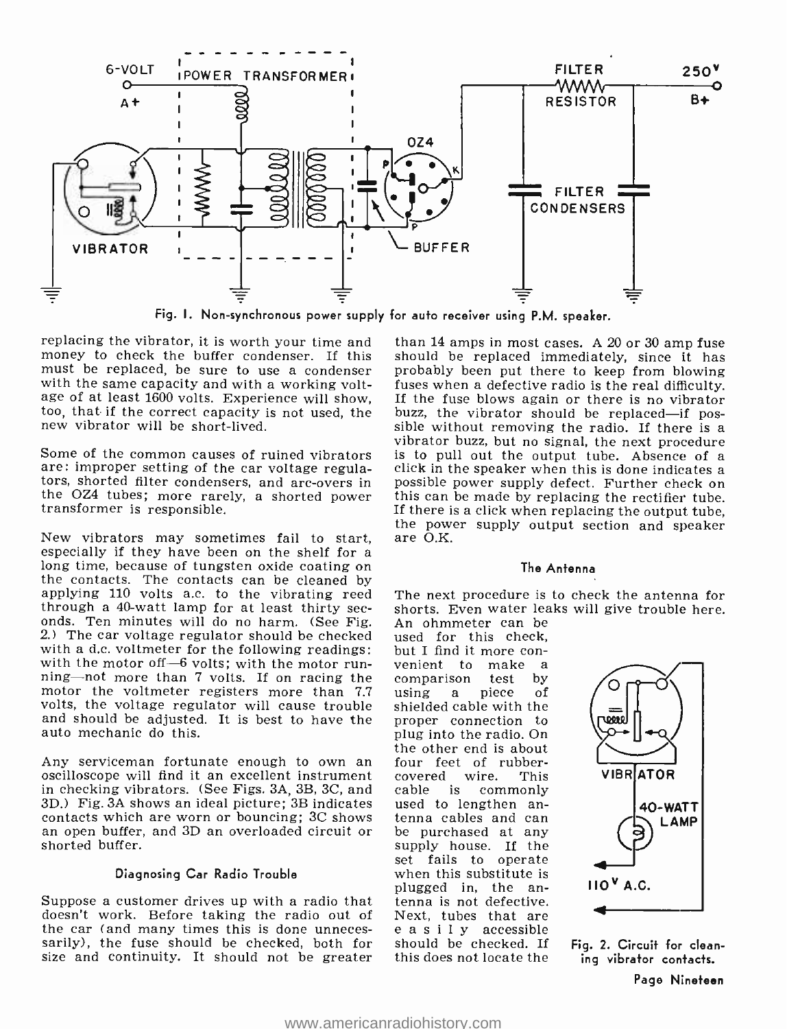Fig. 1. Non-synchronous power supply for auto receiver using P.M. speaker.

replacing the vibrator, it is worth your time and money to check the buffer condenser. If this must be replaced, be sure to use a condenser with the same capacity and with a working voltage of at least 1600 volts. Experience will show, too, that if the correct capacity is not used, the new vibrator will be short-lived.

Some of the common causes of ruined vibrators are: improper setting of the car voltage regulators, shorted filter condensers, and arc-overs in the OZ4 tubes; more rarely, a shorted power transformer is responsible.

New vibrators may sometimes fail to start, especially if they have been on the shelf for a long time, because of tungsten oxide coating on the contacts. The contacts can be cleaned by applying 110 volts a.c. to the vibrating reed through a 40-watt lamp for at least thirty seconds. Ten minutes will do no harm. (See Fig. 2.) The car voltage regulator should be checked with a d.c. voltmeter for the following readings: with the motor off—6 volts; with the motor running—not more than 7 volts. If on racing the motor the voltmeter registers more than 7.7 volts, the voltage regulator will cause trouble and should be adjusted. It is best to have the auto mechanic do this.

Any serviceman fortunate enough to own an oscilloscope will find it an excellent instrument in checking vibrators. (See Figs. 3A, 3B, 3C, and 3D.) Fig. 3A shows an ideal picture; 3B indicates contacts which are worn or bouncing; 3C shows an open buffer, and 3D an overloaded circuit or shorted buffer.

### Diagnosing Car Radio Trouble

Suppose a customer drives up with a radio that doesn't work. Before taking the radio out of the car (and many times this is done unnecessarily), the fuse should be checked, both for size and continuity. It should not be greater than 14 amps in most cases. A 20 or 30 amp fuse should be replaced immediately, since it has probably been put there to keep from blowing fuses when a defective radio is the real difficulty. If the fuse blows again or there is no vibrator buzz, the vibrator should be replaced—if possible without removing the radio. If there is a vibrator buzz, but no signal, the next procedure is to pull out the output tube. Absence of a click in the speaker when this is done indicates a possible power supply defect. Further check on this can be made by replacing the rectifier tube. If there is a click when replacing the output tube, the power supply output section and speaker are O.K.

### The Antenna

The next procedure is to check the antenna for shorts. Even water leaks will give trouble here. An ohmmeter can be used for this check, but I find it more convenient to make a comparison test by using a piece of shielded cable with the proper connection to plug into the radio. On the other end is about four feet of rubber-covered wire. This cable is commonly used to lengthen antenna cables and can be purchased at any supply house. If the set fails to operate when this substitute is plugged in, the antenna is not defective. Next, tubes that are easily accessible should be checked. If this does not locate the

Fig. 2. Circuit for cleaning vibrator contacts.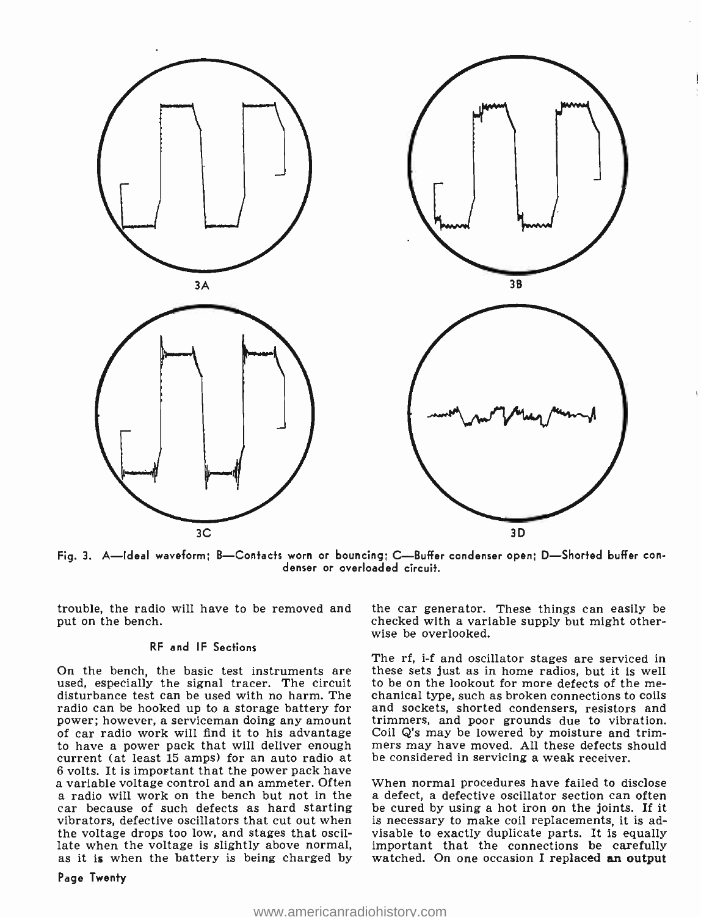3A

3B

3C

3D

Fig. 3. A—Ideal waveform; B—Contacts worn or bouncing; C—Buffer condenser open; D—Shorted buffer condenser or overloaded circuit.

trouble, the radio will have to be removed and put on the bench.

### RF and IF Sections

On the bench, the basic test instruments are used, especially the signal tracer. The circuit disturbance test can be used with no harm. The radio can be hooked up to a storage battery for power; however, a serviceman doing any amount of car radio work will find it to his advantage to have a power pack that will deliver enough current (at least 15 amps) for an auto radio at 6 volts. It is important that the power pack have a variable voltage control and an ammeter. Often a radio will work on the bench but not in the car because of such defects as hard starting vibrators, defective oscillators that cut out when the voltage drops too low, and stages that oscillate when the voltage is slightly above normal, as it is when the battery is being charged by the car generator. These things can easily be checked with a variable supply but might otherwise be overlooked.

The rf, i-f and oscillator stages are serviced in these sets just as in home radios, but it is well to be on the lookout for more defects of the mechanical type, such as broken connections to coils and sockets, shorted condensers, resistors and trimmers, and poor grounds due to vibration. Coil Q's may be lowered by moisture and trimmers may have moved. All these defects should be considered in servicing a weak receiver.

When normal procedures have failed to disclose a defect, a defective oscillator section can often be cured by using a hot iron on the joints. If it is necessary to make coil replacements, it is advisable to exactly duplicate parts. It is equally important that the connections be carefully watched. On one occasion I replaced an output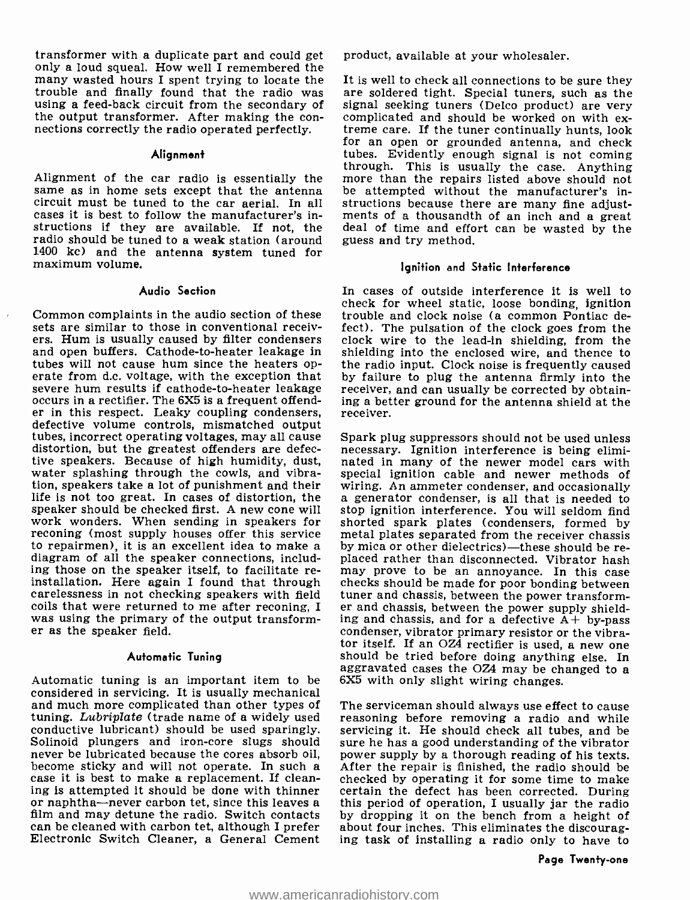transformer with a duplicate part and could get only a loud squeal. How well I remembered the many wasted hours I spent trying to locate the trouble and finally found that the radio was using a feed-back circuit from the secondary of the output transformer. After making the connections correctly the radio operated perfectly.

### Alignment

Alignment of the car radio is essentially the same as in home sets except that the antenna circuit must be tuned to the car aerial. In all cases it is best to follow the manufacturer's instructions if they are available. If not, the radio should be tuned to a weak station (around 1400 kc) and the antenna system tuned for maximum volume.

### Audio Section

Common complaints in the audio section of these sets are similar to those in conventional receivers. Hum is usually caused by filter condensers and open buffers. Cathode-to-heater leakage in tubes will not cause hum since the heaters operate from d.c. voltage, with the exception that severe hum results if cathode-to-heater leakage occurs in a rectifier. The 6X5 is a frequent offender in this respect. Leaky coupling condensers, defective volume controls, mismatched output tubes, incorrect operating voltages, may all cause distortion, but the greatest offenders are defective speakers. Because of high humidity, dust, water splashing through the cowls, and vibration, speakers take a lot of punishment and their life is not too great. In cases of distortion, the speaker should be checked first. A new cone will work wonders. When sending in speakers for reconing (most supply houses offer this service to repairmen), it is an excellent idea to make a diagram of all the speaker connections, including those on the speaker itself, to facilitate reinstallation. Here again I found that through carelessness in not checking speakers with field coils that were returned to me after reconing, I was using the primary of the output transformer as the speaker field.

### Automatic Tuning

Automatic tuning is an important item to be considered in servicing. It is usually mechanical and much more complicated than other types of tuning. *Lubriplate* (trade name of a widely used conductive lubricant) should be used sparingly. Solinoid plungers and iron-core slugs should never be lubricated because the cores absorb oil, become sticky and will not operate. In such a case it is best to make a replacement. If cleaning is attempted it should be done with thinner or naphtha—never carbon tet, since this leaves a film and may detune the radio. Switch contacts can be cleaned with carbon tet, although I prefer Electronic Switch Cleaner, a General Cement product, available at your wholesaler.

It is well to check all connections to be sure they are soldered tight. Special tuners, such as the signal seeking tuners (Delco product) are very complicated and should be worked on with extreme care. If the tuner continually hunts, look for an open or grounded antenna, and check tubes. Evidently enough signal is not coming through. This is usually the case. Anything more than the repairs listed above should not be attempted without the manufacturer's instructions because there are many fine adjustments of a thousandth of an inch and a great deal of time and effort can be wasted by the guess and try method.

### Ignition and Static Interference

In cases of outside interference it is well to check for wheel static, loose bonding, ignition trouble and clock noise (a common Pontiac defect). The pulsation of the clock goes from the clock wire to the lead-in shielding, from the shielding into the enclosed wire, and thence to the radio input. Clock noise is frequently caused by failure to plug the antenna firmly into the receiver, and can usually be corrected by obtaining a better ground for the antenna shield at the receiver.

Spark plug suppressors should not be used unless necessary. Ignition interference is being eliminated in many of the newer model cars with special ignition cable and newer methods of wiring. An ammeter condenser, and occasionally a generator condenser, is all that is needed to stop ignition interference. You will seldom find shorted spark plates (condensers, formed by metal plates separated from the receiver chassis by mica or other dielectrics)—these should be replaced rather than disconnected. Vibrator hash may prove to be an annoyance. In this case checks should be made for poor bonding between tuner and chassis, between the power transformer and chassis, between the power supply shielding and chassis, and for a defective A+ by-pass condenser, vibrator primary resistor or the vibrator itself. If an OZ4 rectifier is used, a new one should be tried before doing anything else. In aggravated cases the OZ4 may be changed to a 6X5 with only slight wiring changes.

The serviceman should always use effect to cause reasoning before removing a radio and while servicing it. He should check all tubes, and be sure he has a good understanding of the vibrator power supply by a thorough reading of his texts. After the repair is finished, the radio should be checked by operating it for some time to make certain the defect has been corrected. During this period of operation, I usually jar the radio by dropping it on the bench from a height of about four inches. This eliminates the discouraging task of installing a radio only to have to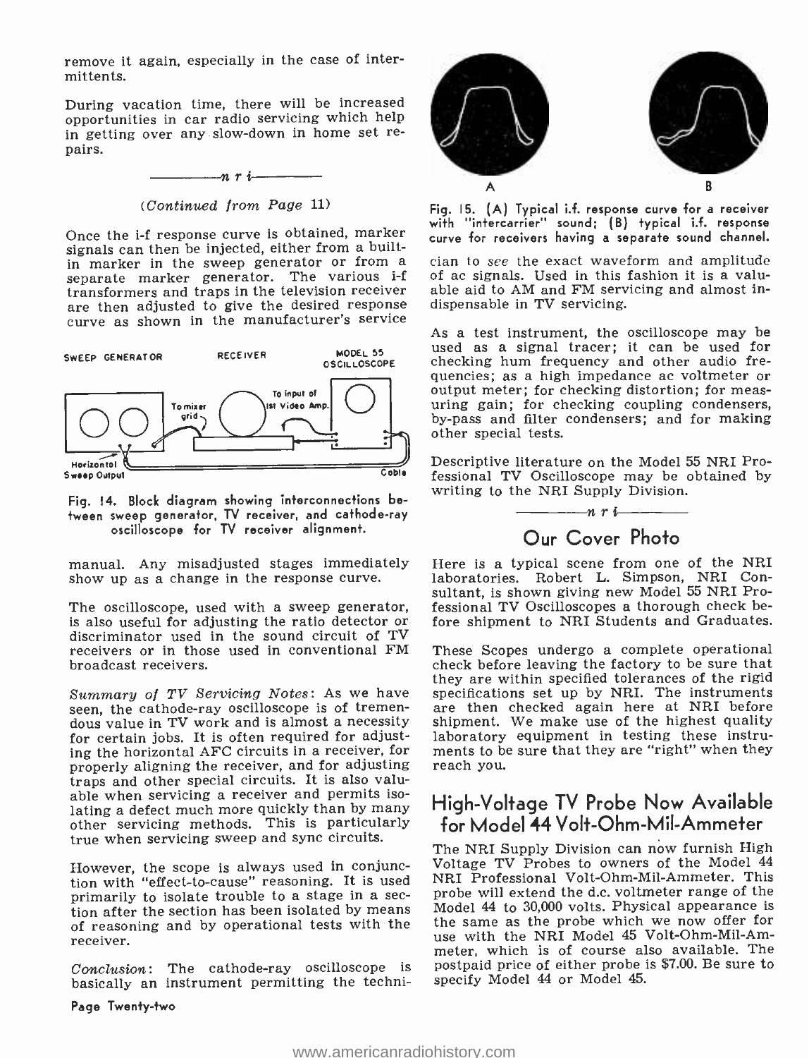remove it again, especially in the case of intermittents.

During vacation time, there will be increased opportunities in car radio servicing which help in getting over any slow-down in home set repairs.

—————n r i—————

*(Continued from Page 11)*

Once the i-f response curve is obtained, marker signals can then be injected, either from a built-in marker in the sweep generator or from a separate marker generator. The various i-f transformers and traps in the television receiver are then adjusted to give the desired response curve as shown in the manufacturer's service manual. Any misadjusted stages immediately show up as a change in the response curve.

Fig. 14. Block diagram showing interconnections between sweep generator, TV receiver, and cathode-ray oscilloscope for TV receiver alignment.

The oscilloscope, used with a sweep generator, is also useful for adjusting the ratio detector or discriminator used in the sound circuit of TV receivers or in those used in conventional FM broadcast receivers.

*Summary of TV Servicing Notes*: As we have seen, the cathode-ray oscilloscope is of tremendous value in TV work and is almost a necessity for certain jobs. It is often required for adjusting the horizontal AFC circuits in a receiver, for properly aligning the receiver, and for adjusting traps and other special circuits. It is also valuable when servicing a receiver and permits isolating a defect much more quickly than by many other servicing methods. This is particularly true when servicing sweep and sync circuits.

However, the scope is always used in conjunction with "effect-to-cause" reasoning. It is used primarily to isolate trouble to a stage in a section after the section has been isolated by means of reasoning and by operational tests with the receiver.

*Conclusion*: The cathode-ray oscilloscope is basically an instrument permitting the technician to *see* the exact waveform and amplitude of ac signals. Used in this fashion it is a valuable aid to AM and FM servicing and almost indispensable in TV servicing.

Fig. 15. (A) Typical i.f. response curve for a receiver with "intercarrier" sound; (B) typical i.f. response curve for receivers having a separate sound channel.

As a test instrument, the oscilloscope may be used as a signal tracer; it can be used for checking hum frequency and other audio frequencies; as a high impedance ac voltmeter or output meter; for checking distortion; for measuring gain; for checking coupling condensers, by-pass and filter condensers; and for making other special tests.

Descriptive literature on the Model 55 NRI Professional TV Oscilloscope may be obtained by writing to the NRI Supply Division.

—————n r i—————

## Our Cover Photo

Here is a typical scene from one of the NRI laboratories. Robert L. Simpson, NRI Consultant, is shown giving new Model 55 NRI Professional TV Oscilloscopes a thorough check before shipment to NRI Students and Graduates.

These Scopes undergo a complete operational check before leaving the factory to be sure that they are within specified tolerances of the rigid specifications set up by NRI. The instruments are then checked again here at NRI before shipment. We make use of the highest quality laboratory equipment in testing these instruments to be sure that they are "right" when they reach you.

## High-Voltage TV Probe Now Available for Model 44 Volt-Ohm-Mil-Ammeter

The NRI Supply Division can now furnish High Voltage TV Probes to owners of the Model 44 NRI Professional Volt-Ohm-Mil-Ammeter. This probe will extend the d.c. voltmeter range of the Model 44 to 30,000 volts. Physical appearance is the same as the probe which we now offer for use with the NRI Model 45 Volt-Ohm-Mil-Ammeter, which is of course also available. The postpaid price of either probe is $7.00. Be sure to specify Model 44 or Model 45.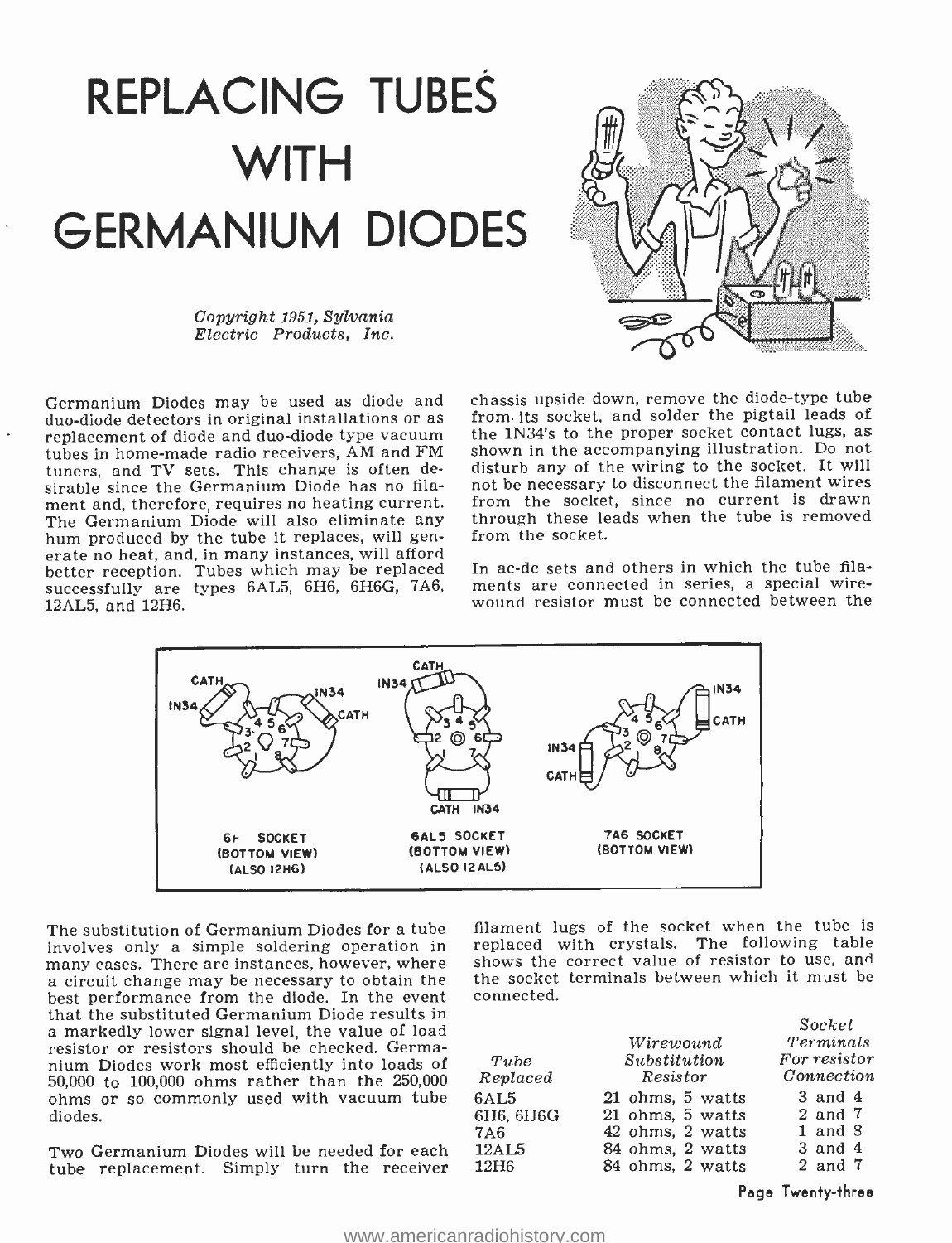# REPLACING TUBES WITH GERMANIUM DIODES

*Copyright 1951, Sylvania Electric Products, Inc.*

Germanium Diodes may be used as diode and duo-diode detectors in original installations or as replacement of diode and duo-diode type vacuum tubes in home-made radio receivers, AM and FM tuners, and TV sets. This change is often desirable since the Germanium Diode has no filament and, therefore, requires no heating current. The Germanium Diode will also eliminate any hum produced by the tube it replaces, will generate no heat, and, in many instances, will afford better reception. Tubes which may be replaced successfully are types 6AL5, 6H6, 6H6G, 7A6, 12AL5, and 12H6.

The substitution of Germanium Diodes for a tube involves only a simple soldering operation in many cases. There are instances, however, where a circuit change may be necessary to obtain the best performance from the diode. In the event that the substituted Germanium Diode results in a markedly lower signal level, the value of load resistor or resistors should be checked. Germanium Diodes work most efficiently into loads of 50,000 to 100,000 ohms rather than the 250,000 ohms or so commonly used with vacuum tube diodes.

Two Germanium Diodes will be needed for each tube replacement. Simply turn the receiver chassis upside down, remove the diode-type tube from its socket, and solder the pigtail leads of the 1N34's to the proper socket contact lugs, as shown in the accompanying illustration. Do not disturb any of the wiring to the socket. It will not be necessary to disconnect the filament wires from the socket, since no current is drawn through these leads when the tube is removed from the socket.

In ac-dc sets and others in which the tube filaments are connected in series, a special wire-wound resistor must be connected between the filament lugs of the socket when the tube is replaced with crystals. The following table shows the correct value of resistor to use, and the socket terminals between which it must be connected.

6H SOCKET (BOTTOM VIEW) (ALSO 12H6) — 6AL5 SOCKET (BOTTOM VIEW) (ALSO 12AL5) — 7A6 SOCKET (BOTTOM VIEW)

| Tube Replaced | Wirewound Substitution Resistor | Socket Terminals For resistor Connection |
|---|---|---|
| 6AL5 | 21 ohms, 5 watts | 3 and 4 |
| 6H6, 6H6G | 21 ohms, 5 watts | 2 and 7 |
| 7A6 | 42 ohms, 2 watts | 1 and 8 |
| 12AL5 | 84 ohms, 2 watts | 3 and 4 |
| 12H6 | 84 ohms, 2 watts | 2 and 7 |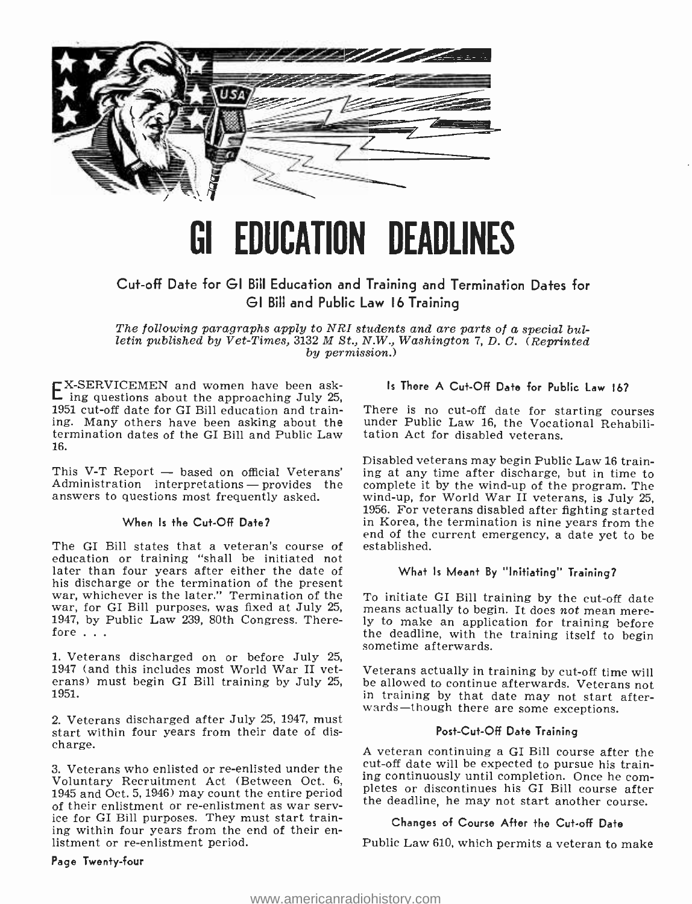# GI EDUCATION DEADLINES

### Cut-off Date for GI Bill Education and Training and Termination Dates for GI Bill and Public Law 16 Training

*The following paragraphs apply to NRI students and are parts of a special bulletin published by Vet-Times, 3132 M St., N.W., Washington 7, D. C. (Reprinted by permission.)*

EX-SERVICEMEN and women have been asking questions about the approaching July 25, 1951 cut-off date for GI Bill education and training. Many others have been asking about the termination dates of the GI Bill and Public Law 16.

This V-T Report — based on official Veterans' Administration interpretations — provides the answers to questions most frequently asked.

#### When Is the Cut-Off Date?

The GI Bill states that a veteran's course of education or training "shall be initiated not later than four years after either the date of his discharge or the termination of the present war, whichever is the later." Termination of the war, for GI Bill purposes, was fixed at July 25, 1947, by Public Law 239, 80th Congress. Therefore . . .

1. Veterans discharged on or before July 25, 1947 (and this includes most World War II veterans) must begin GI Bill training by July 25, 1951.

2. Veterans discharged after July 25, 1947, must start within four years from their date of discharge.

3. Veterans who enlisted or re-enlisted under the Voluntary Recruitment Act (Between Oct. 6, 1945 and Oct. 5, 1946) may count the entire period of their enlistment or re-enlistment as war service for GI Bill purposes. They must start training within four years from the end of their enlistment or re-enlistment period.

#### Is There A Cut-Off Date for Public Law 16?

There is no cut-off date for starting courses under Public Law 16, the Vocational Rehabilitation Act for disabled veterans.

Disabled veterans may begin Public Law 16 training at any time after discharge, but in time to complete it by the wind-up of the program. The wind-up, for World War II veterans, is July 25, 1956. For veterans disabled after fighting started in Korea, the termination is nine years from the end of the current emergency, a date yet to be established.

#### What Is Meant By "Initiating" Training?

To initiate GI Bill training by the cut-off date means actually to begin. It does *not* mean merely to make an application for training before the deadline, with the training itself to begin sometime afterwards.

Veterans actually in training by cut-off time will be allowed to continue afterwards. Veterans not in training by that date may not start afterwards—though there are some exceptions.

#### Post-Cut-Off Date Training

A veteran continuing a GI Bill course after the cut-off date will be expected to pursue his training continuously until completion. Once he completes or discontinues his GI Bill course after the deadline, he may not start another course.

#### Changes of Course After the Cut-off Date

Public Law 610, which permits a veteran to make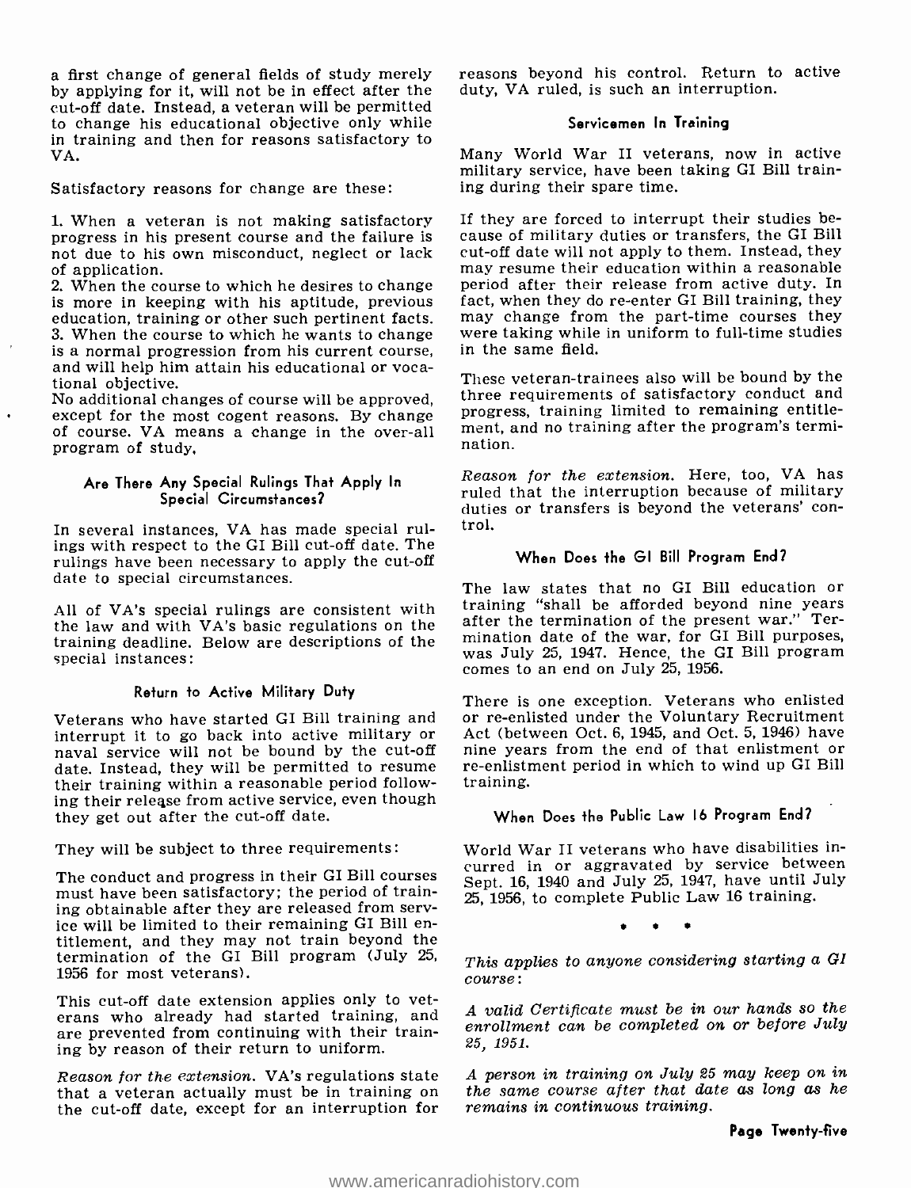a first change of general fields of study merely by applying for it, will not be in effect after the cut-off date. Instead, a veteran will be permitted to change his educational objective only while in training and then for reasons satisfactory to VA.

Satisfactory reasons for change are these:

1. When a veteran is not making satisfactory progress in his present course and the failure is not due to his own misconduct, neglect or lack of application.
2. When the course to which he desires to change is more in keeping with his aptitude, previous education, training or other such pertinent facts.
3. When the course to which he wants to change is a normal progression from his current course, and will help him attain his educational or vocational objective.

No additional changes of course will be approved, except for the most cogent reasons. By change of course, VA means a change in the over-all program of study.

#### Are There Any Special Rulings That Apply In Special Circumstances?

In several instances, VA has made special rulings with respect to the GI Bill cut-off date. The rulings have been necessary to apply the cut-off date to special circumstances.

All of VA's special rulings are consistent with the law and with VA's basic regulations on the training deadline. Below are descriptions of the special instances:

#### Return to Active Military Duty

Veterans who have started GI Bill training and interrupt it to go back into active military or naval service will not be bound by the cut-off date. Instead, they will be permitted to resume their training within a reasonable period following their release from active service, even though they get out after the cut-off date.

They will be subject to three requirements:

The conduct and progress in their GI Bill courses must have been satisfactory; the period of training obtainable after they are released from service will be limited to their remaining GI Bill entitlement, and they may not train beyond the termination of the GI Bill program (July 25, 1956 for most veterans).

This cut-off date extension applies only to veterans who already had started training, and are prevented from continuing with their training by reason of their return to uniform.

*Reason for the extension.* VA's regulations state that a veteran actually must be in training on the cut-off date, except for an interruption for reasons beyond his control. Return to active duty, VA ruled, is such an interruption.

#### Servicemen In Training

Many World War II veterans, now in active military service, have been taking GI Bill training during their spare time.

If they are forced to interrupt their studies because of military duties or transfers, the GI Bill cut-off date will not apply to them. Instead, they may resume their education within a reasonable period after their release from active duty. In fact, when they do re-enter GI Bill training, they may change from the part-time courses they were taking while in uniform to full-time studies in the same field.

These veteran-trainees also will be bound by the three requirements of satisfactory conduct and progress, training limited to remaining entitlement, and no training after the program's termination.

*Reason for the extension.* Here, too, VA has ruled that the interruption because of military duties or transfers is beyond the veterans' control.

#### When Does the GI Bill Program End?

The law states that no GI Bill education or training "shall be afforded beyond nine years after the termination of the present war." Termination date of the war, for GI Bill purposes, was July 25, 1947. Hence, the GI Bill program comes to an end on July 25, 1956.

There is one exception. Veterans who enlisted or re-enlisted under the Voluntary Recruitment Act (between Oct. 6, 1945, and Oct. 5, 1946) have nine years from the end of that enlistment or re-enlistment period in which to wind up GI Bill training.

#### When Does the Public Law 16 Program End?

World War II veterans who have disabilities incurred in or aggravated by service between Sept. 16, 1940 and July 25, 1947, have until July 25, 1956, to complete Public Law 16 training.

\* \* \*

*This applies to anyone considering starting a GI course:*

*A valid Certificate must be in our hands so the enrollment can be completed on or before July 25, 1951.*

*A person in training on July 25 may keep on in the same course after that date as long as he remains in continuous training.*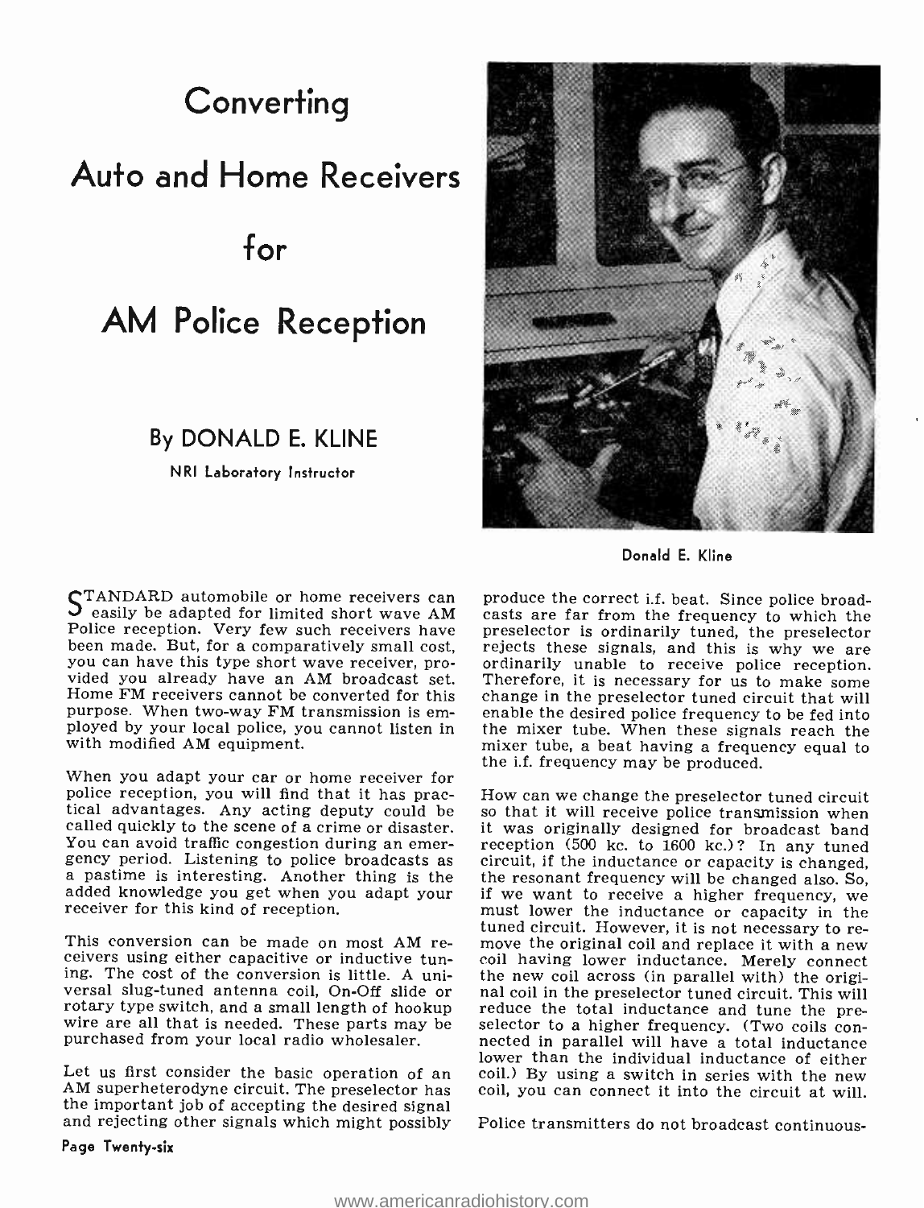# Converting Auto and Home Receivers for AM Police Reception

## By DONALD E. KLINE

NRI Laboratory Instructor

Donald E. Kline

STANDARD automobile or home receivers can easily be adapted for limited short wave AM Police reception. Very few such receivers have been made. But, for a comparatively small cost, you can have this type short wave receiver, provided you already have an AM broadcast set. Home FM receivers cannot be converted for this purpose. When two-way FM transmission is employed by your local police, you cannot listen in with modified AM equipment.

When you adapt your car or home receiver for police reception, you will find that it has practical advantages. Any acting deputy could be called quickly to the scene of a crime or disaster. You can avoid traffic congestion during an emergency period. Listening to police broadcasts as a pastime is interesting. Another thing is the added knowledge you get when you adapt your receiver for this kind of reception.

This conversion can be made on most AM receivers using either capacitive or inductive tuning. The cost of the conversion is little. A universal slug-tuned antenna coil, On-Off slide or rotary type switch, and a small length of hookup wire are all that is needed. These parts may be purchased from your local radio wholesaler.

Let us first consider the basic operation of an AM superheterodyne circuit. The preselector has the important job of accepting the desired signal and rejecting other signals which might possibly produce the correct i.f. beat. Since police broadcasts are far from the frequency to which the preselector is ordinarily tuned, the preselector rejects these signals, and this is why we are ordinarily unable to receive police reception. Therefore, it is necessary for us to make some change in the preselector tuned circuit that will enable the desired police frequency to be fed into the mixer tube. When these signals reach the mixer tube, a beat having a frequency equal to the i.f. frequency may be produced.

How can we change the preselector tuned circuit so that it will receive police transmission when it was originally designed for broadcast band reception (500 kc. to 1600 kc.)? In any tuned circuit, if the inductance or capacity is changed, the resonant frequency will be changed also. So, if we want to receive a higher frequency, we must lower the inductance or capacity in the tuned circuit. However, it is not necessary to remove the original coil and replace it with a new coil having lower inductance. Merely connect the new coil across (in parallel with) the original coil in the preselector tuned circuit. This will reduce the total inductance and tune the preselector to a higher frequency. (Two coils connected in parallel will have a total inductance lower than the individual inductance of either coil.) By using a switch in series with the new coil, you can connect it into the circuit at will.

Police transmitters do not broadcast continuous-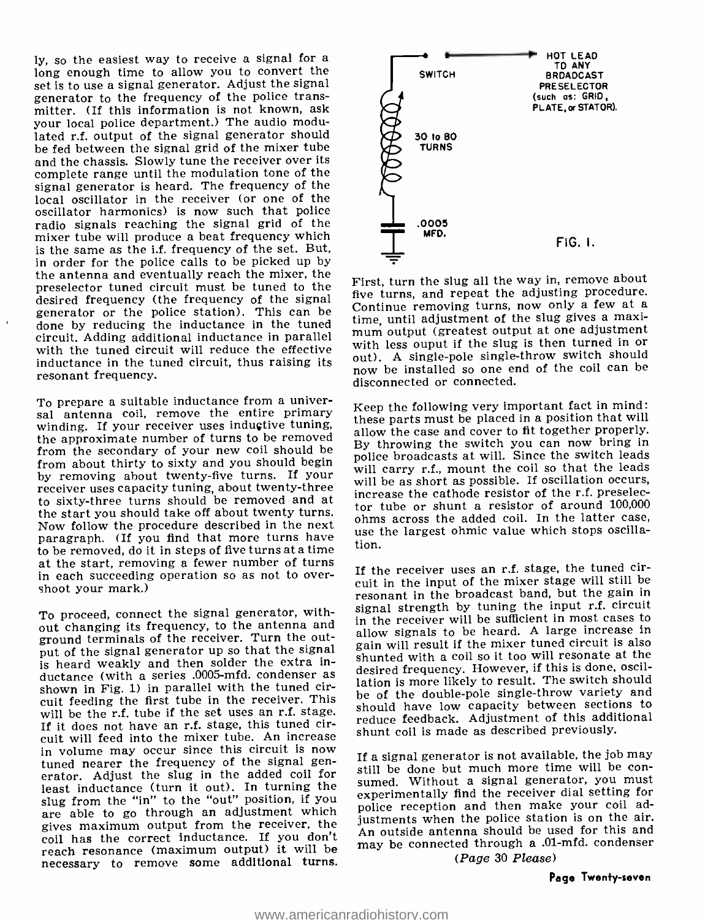ly, so the easiest way to receive a signal for a long enough time to allow you to convert the set is to use a signal generator. Adjust the signal generator to the frequency of the police transmitter. (If this information is not known, ask your local police department.) The audio modulated r.f. output of the signal generator should be fed between the signal grid of the mixer tube and the chassis. Slowly tune the receiver over its complete range until the modulation tone of the signal generator is heard. The frequency of the local oscillator in the receiver (or one of the oscillator harmonics) is now such that police radio signals reaching the signal grid of the mixer tube will produce a beat frequency which is the same as the i.f. frequency of the set. But, in order for the police calls to be picked up by the antenna and eventually reach the mixer, the preselector tuned circuit must be tuned to the desired frequency (the frequency of the signal generator or the police station). This can be done by reducing the inductance in the tuned circuit. Adding additional inductance in parallel with the tuned circuit will reduce the effective inductance in the tuned circuit, thus raising its resonant frequency.

To prepare a suitable inductance from a universal antenna coil, remove the entire primary winding. If your receiver uses inductive tuning, the approximate number of turns to be removed from the secondary of your new coil should be from about thirty to sixty and you should begin by removing about twenty-five turns. If your receiver uses capacity tuning, about twenty-three to sixty-three turns should be removed and at the start you should take off about twenty turns. Now follow the procedure described in the next paragraph. (If you find that more turns have to be removed, do it in steps of five turns at a time at the start, removing a fewer number of turns in each succeeding operation so as not to overshoot your mark.)

To proceed, connect the signal generator, without changing its frequency, to the antenna and ground terminals of the receiver. Turn the output of the signal generator up so that the signal is heard weakly and then solder the extra inductance (with a series .0005-mfd. condenser as shown in Fig. 1) in parallel with the tuned circuit feeding the first tube in the receiver. This will be the r.f. tube if the set uses an r.f. stage. If it does not have an r.f. stage, this tuned circuit will feed into the mixer tube. An increase in volume may occur since this circuit is now tuned nearer the frequency of the signal generator. Adjust the slug in the added coil for least inductance (turn it out). In turning the slug from the "in" to the "out" position, if you are able to go through an adjustment which gives maximum output from the receiver, the coil has the correct inductance. If you don't reach resonance (maximum output) it will be necessary to remove some additional turns.

SWITCH — HOT LEAD TO ANY BROADCAST PRESELECTOR (such as: GRID, PLATE, or STATOR). 30 to 80 TURNS. .0005 MFD.

FIG. 1.

First, turn the slug all the way in, remove about five turns, and repeat the adjusting procedure. Continue removing turns, now only a few at a time, until adjustment of the slug gives a maximum output (greatest output at one adjustment with less ouput if the slug is then turned in or out). A single-pole single-throw switch should now be installed so one end of the coil can be disconnected or connected.

Keep the following very important fact in mind: these parts must be placed in a position that will allow the case and cover to fit together properly. By throwing the switch you can now bring in police broadcasts at will. Since the switch leads will carry r.f., mount the coil so that the leads will be as short as possible. If oscillation occurs, increase the cathode resistor of the r.f. preselector tube or shunt a resistor of around 100,000 ohms across the added coil. In the latter case, use the largest ohmic value which stops oscillation.

If the receiver uses an r.f. stage, the tuned circuit in the input of the mixer stage will still be resonant in the broadcast band, but the gain in signal strength by tuning the input r.f. circuit in the receiver will be sufficient in most cases to allow signals to be heard. A large increase in gain will result if the mixer tuned circuit is also shunted with a coil so it too will resonate at the desired frequency. However, if this is done, oscillation is more likely to result. The switch should be of the double-pole single-throw variety and should have low capacity between sections to reduce feedback. Adjustment of this additional shunt coil is made as described previously.

If a signal generator is not available, the job may still be done but much more time will be consumed. Without a signal generator, you must experimentally find the receiver dial setting for police reception and then make your coil adjustments when the police station is on the air. An outside antenna should be used for this and may be connected through a .01-mfd. condenser

*(Page 30 Please)*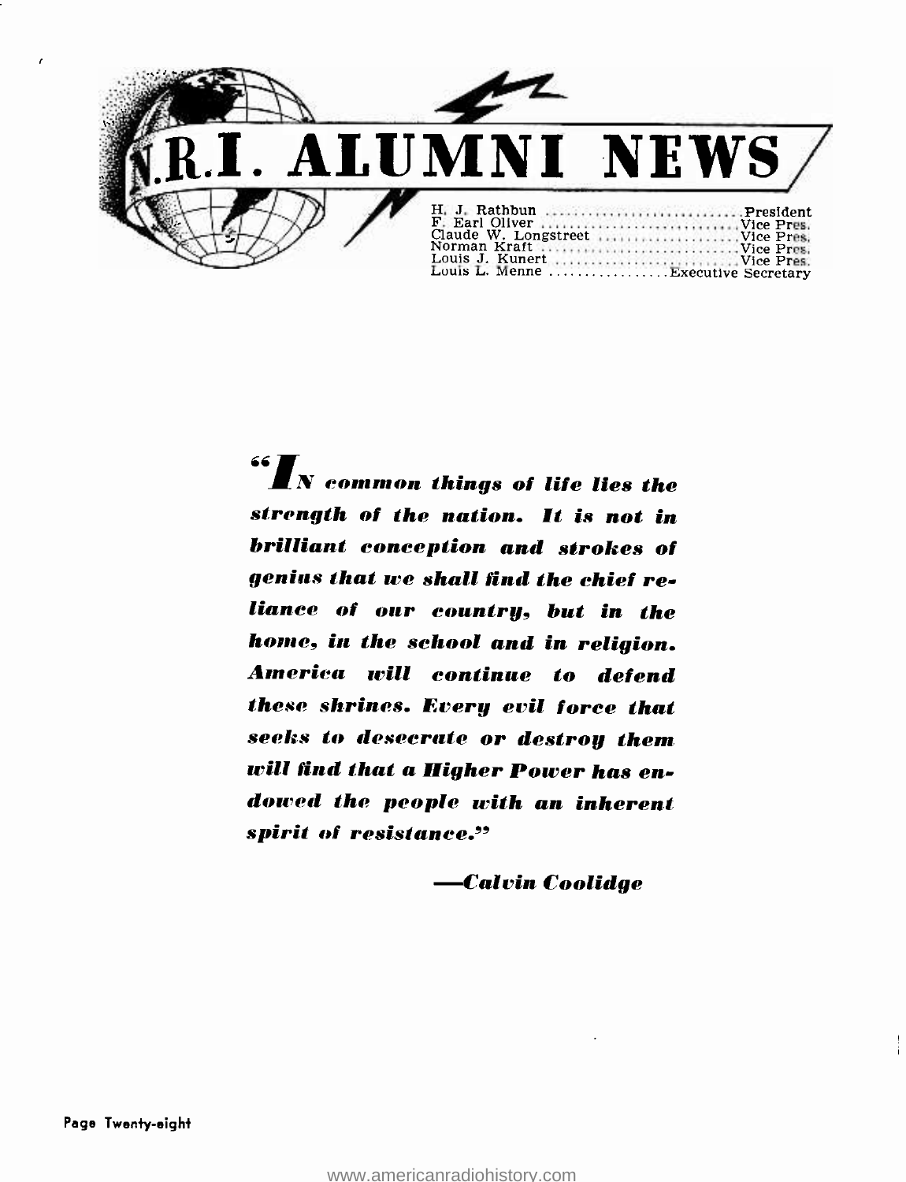# N.R.I. ALUMNI NEWS

H. J. Rathbun ............................. President
F. Earl Oliver ............................. Vice Pres.
Claude W. Longstreet ..................... Vice Pres.
Norman Kraft ............................. Vice Pres.
Louis J. Kunert ........................... Vice Pres.
Louis L. Menne ................. Executive Secretary

***"IN common things of life lies the strength of the nation. It is not in brilliant conception and strokes of genius that we shall find the chief reliance of our country, but in the home, in the school and in religion. America will continue to defend these shrines. Every evil force that seeks to desecrate or destroy them will find that a Higher Power has endowed the people with an inherent spirit of resistance."***

***—Calvin Coolidge***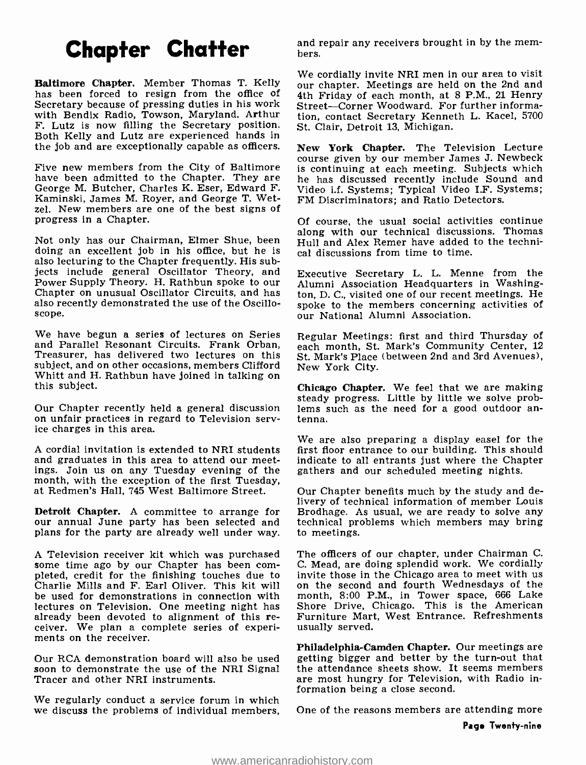# Chapter Chatter

**Baltimore Chapter.** Member Thomas T. Kelly has been forced to resign from the office of Secretary because of pressing duties in his work with Bendix Radio, Towson, Maryland. Arthur F. Lutz is now filling the Secretary position. Both Kelly and Lutz are experienced hands in the job and are exceptionally capable as officers.

Five new members from the City of Baltimore have been admitted to the Chapter. They are George M. Butcher, Charles K. Eser, Edward F. Kaminski, James M. Royer, and George T. Wetzel. New members are one of the best signs of progress in a Chapter.

Not only has our Chairman, Elmer Shue, been doing an excellent job in his office, but he is also lecturing to the Chapter frequently. His subjects include general Oscillator Theory, and Power Supply Theory. H. Rathbun spoke to our Chapter on unusual Oscillator Circuits, and has also recently demonstrated the use of the Oscilloscope.

We have begun a series of lectures on Series and Parallel Resonant Circuits. Frank Orban, Treasurer, has delivered two lectures on this subject, and on other occasions, members Clifford Whitt and H. Rathbun have joined in talking on this subject.

Our Chapter recently held a general discussion on unfair practices in regard to Television service charges in this area.

A cordial invitation is extended to NRI students and graduates in this area to attend our meetings. Join us on any Tuesday evening of the month, with the exception of the first Tuesday, at Redmen's Hall, 745 West Baltimore Street.

**Detroit Chapter.** A committee to arrange for our annual June party has been selected and plans for the party are already well under way.

A Television receiver kit which was purchased some time ago by our Chapter has been completed, credit for the finishing touches due to Charlie Mills and F. Earl Oliver. This kit will be used for demonstrations in connection with lectures on Television. One meeting night has already been devoted to alignment of this receiver. We plan a complete series of experiments on the receiver.

Our RCA demonstration board will also be used soon to demonstrate the use of the NRI Signal Tracer and other NRI instruments.

We regularly conduct a service forum in which we discuss the problems of individual members, and repair any receivers brought in by the members.

We cordially invite NRI men in our area to visit our chapter. Meetings are held on the 2nd and 4th Friday of each month, at 8 P.M., 21 Henry Street—Corner Woodward. For further information, contact Secretary Kenneth L. Kacel, 5700 St. Clair, Detroit 13, Michigan.

**New York Chapter.** The Television Lecture course given by our member James J. Newbeck is continuing at each meeting. Subjects which he has discussed recently include Sound and Video i.f. Systems; Typical Video I.F. Systems; FM Discriminators; and Ratio Detectors.

Of course, the usual social activities continue along with our technical discussions. Thomas Hull and Alex Remer have added to the technical discussions from time to time.

Executive Secretary L. L. Menne from the Alumni Association Headquarters in Washington, D. C., visited one of our recent meetings. He spoke to the members concerning activities of our National Alumni Association.

Regular Meetings: first and third Thursday of each month, St. Mark's Community Center, 12 St. Mark's Place (between 2nd and 3rd Avenues), New York City.

**Chicago Chapter.** We feel that we are making steady progress. Little by little we solve problems such as the need for a good outdoor antenna.

We are also preparing a display easel for the first floor entrance to our building. This should indicate to all entrants just where the Chapter gathers and our scheduled meeting nights.

Our Chapter benefits much by the study and delivery of technical information of member Louis Brodhage. As usual, we are ready to solve any technical problems which members may bring to meetings.

The officers of our chapter, under Chairman C. C. Mead, are doing splendid work. We cordially invite those in the Chicago area to meet with us on the second and fourth Wednesdays of the month, 8:00 P.M., in Tower space, 666 Lake Shore Drive, Chicago. This is the American Furniture Mart, West Entrance. Refreshments usually served.

**Philadelphia-Camden Chapter.** Our meetings are getting bigger and better by the turn-out that the attendance sheets show. It seems members are most hungry for Television, with Radio information being a close second.

One of the reasons members are attending more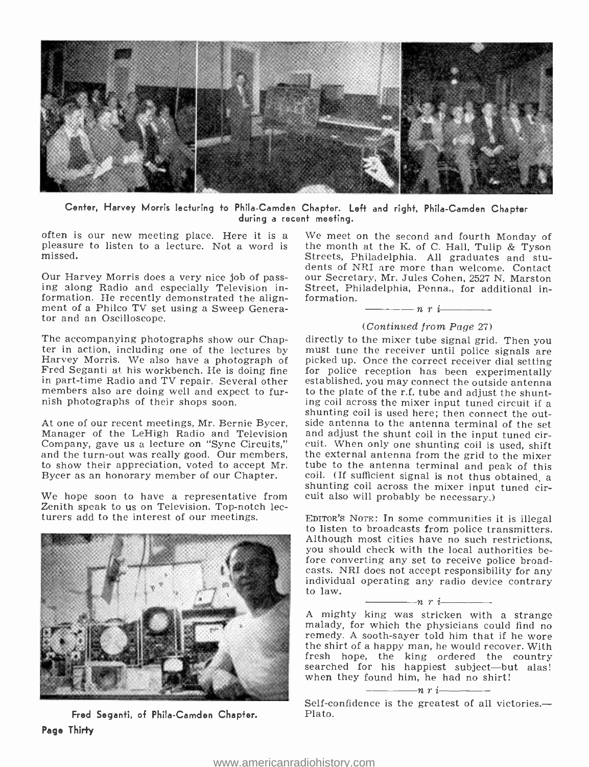Center, Harvey Morris lecturing to Phila-Camden Chapter. Left and right, Phila-Camden Chapter during a recent meeting.

often is our new meeting place. Here it is a pleasure to listen to a lecture. Not a word is missed.

Our Harvey Morris does a very nice job of passing along Radio and especially Television information. He recently demonstrated the alignment of a Philco TV set using a Sweep Generator and an Oscilloscope.

The accompanying photographs show our Chapter in action, including one of the lectures by Harvey Morris. We also have a photograph of Fred Seganti at his workbench. He is doing fine in part-time Radio and TV repair. Several other members also are doing well and expect to furnish photographs of their shops soon.

At one of our recent meetings, Mr. Bernie Bycer, Manager of the LeHigh Radio and Television Company, gave us a lecture on "Sync Circuits," and the turn-out was really good. Our members, to show their appreciation, voted to accept Mr. Bycer as an honorary member of our Chapter.

We hope soon to have a representative from Zenith speak to us on Television. Top-notch lecturers add to the interest of our meetings.

Fred Seganti, of Phila-Camden Chapter.

We meet on the second and fourth Monday of the month at the K. of C. Hall, Tulip & Tyson Streets, Philadelphia. All graduates and students of NRI are more than welcome. Contact our Secretary, Mr. Jules Cohen, 2527 N. Marston Street, Philadelphia, Penna., for additional information.

— n r i —

*(Continued from Page 27)*

directly to the mixer tube signal grid. Then you must tune the receiver until police signals are picked up. Once the correct receiver dial setting for police reception has been experimentally established, you may connect the outside antenna to the plate of the r.f. tube and adjust the shunting coil across the mixer input tuned circuit if a shunting coil is used here; then connect the outside antenna to the antenna terminal of the set and adjust the shunt coil in the input tuned circuit. When only one shunting coil is used, shift the external antenna from the grid to the mixer tube to the antenna terminal and peak of this coil. (If sufficient signal is not thus obtained, a shunting coil across the mixer input tuned circuit also will probably be necessary.)

EDITOR'S NOTE: In some communities it is illegal to listen to broadcasts from police transmitters. Although most cities have no such restrictions, you should check with the local authorities before converting any set to receive police broadcasts. NRI does not accept responsibility for any individual operating any radio device contrary to law.

— n r i —

A mighty king was stricken with a strange malady, for which the physicians could find no remedy. A sooth-sayer told him that if he wore the shirt of a happy man, he would recover. With fresh hope, the king ordered the country searched for his happiest subject—but alas! when they found him, he had no shirt!

— n r i —

Self-confidence is the greatest of all victories.—Plato.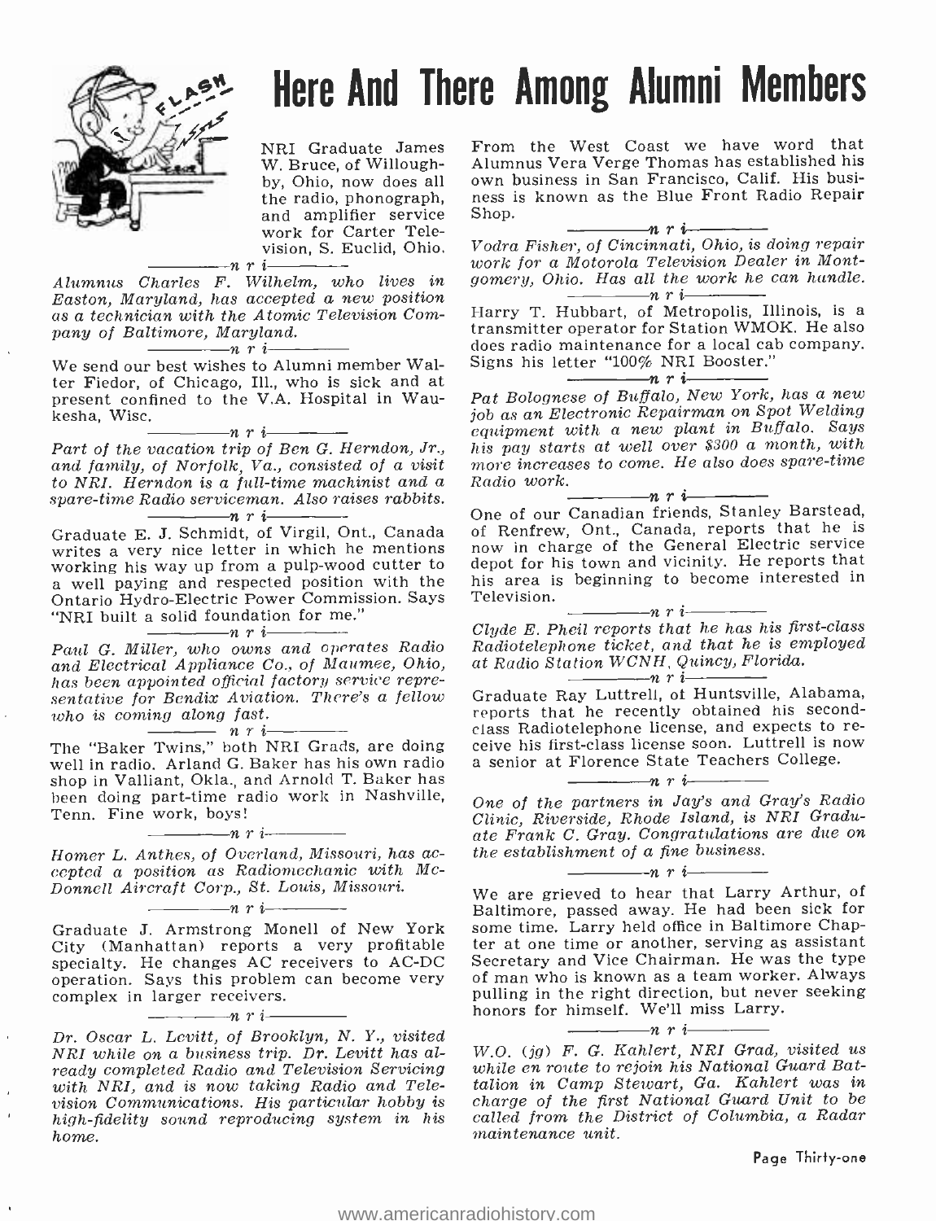# Here And There Among Alumni Members

NRI Graduate James W. Bruce, of Willoughby, Ohio, now does all the radio, phonograph, and amplifier service work for Carter Television, S. Euclid, Ohio.

—— n r i ——

*Alumnus Charles F. Wilhelm, who lives in Easton, Maryland, has accepted a new position as a technician with the Atomic Television Company of Baltimore, Maryland.*

—— n r i ——

We send our best wishes to Alumni member Walter Fiedor, of Chicago, Ill., who is sick and at present confined to the V.A. Hospital in Waukesha, Wisc.

—— n r i ——

*Part of the vacation trip of Ben G. Herndon, Jr., and family, of Norfolk, Va., consisted of a visit to NRI. Herndon is a full-time machinist and a spare-time Radio serviceman. Also raises rabbits.*

—— n r i ——

Graduate E. J. Schmidt, of Virgil, Ont., Canada writes a very nice letter in which he mentions working his way up from a pulp-wood cutter to a well paying and respected position with the Ontario Hydro-Electric Power Commission. Says "NRI built a solid foundation for me."

—— n r i ——

*Paul G. Miller, who owns and operates Radio and Electrical Appliance Co., of Maumee, Ohio, has been appointed official factory service representative for Bendix Aviation. There's a fellow who is coming along fast.*

—— n r i ——

The "Baker Twins," both NRI Grads, are doing well in radio. Arland G. Baker has his own radio shop in Valliant, Okla., and Arnold T. Baker has been doing part-time radio work in Nashville, Tenn. Fine work, boys!

—— n r i ——

*Homer L. Anthes, of Overland, Missouri, has accepted a position as Radiomechanic with McDonnell Aircraft Corp., St. Louis, Missouri.*

—— n r i ——

Graduate J. Armstrong Monell of New York City (Manhattan) reports a very profitable specialty. He changes AC receivers to AC-DC operation. Says this problem can become very complex in larger receivers.

—— n r i ——

*Dr. Oscar L. Levitt, of Brooklyn, N. Y., visited NRI while on a business trip. Dr. Levitt has already completed Radio and Television Servicing with NRI, and is now taking Radio and Television Communications. His particular hobby is high-fidelity sound reproducing system in his home.*

From the West Coast we have word that Alumnus Vera Verge Thomas has established his own business in San Francisco, Calif. His business is known as the Blue Front Radio Repair Shop.

—— n r i ——

*Vodra Fisher, of Cincinnati, Ohio, is doing repair work for a Motorola Television Dealer in Montgomery, Ohio. Has all the work he can handle.*

—— n r i ——

Harry T. Hubbart, of Metropolis, Illinois, is a transmitter operator for Station WMOK. He also does radio maintenance for a local cab company. Signs his letter "100% NRI Booster."

—— n r i ——

*Pat Bolognese of Buffalo, New York, has a new job as an Electronic Repairman on Spot Welding equipment with a new plant in Buffalo. Says his pay starts at well over $300 a month, with more increases to come. He also does spare-time Radio work.*

—— n r i ——

One of our Canadian friends, Stanley Barstead, of Renfrew, Ont., Canada, reports that he is now in charge of the General Electric service depot for his town and vicinity. He reports that his area is beginning to become interested in Television.

—— n r i ——

*Clyde E. Pheil reports that he has his first-class Radiotelephone ticket, and that he is employed at Radio Station WCNH, Quincy, Florida.*

—— n r i ——

Graduate Ray Luttrell, of Huntsville, Alabama, reports that he recently obtained his second-class Radiotelephone license, and expects to receive his first-class license soon. Luttrell is now a senior at Florence State Teachers College.

—— n r i ——

*One of the partners in Jay's and Gray's Radio Clinic, Riverside, Rhode Island, is NRI Graduate Frank C. Gray. Congratulations are due on the establishment of a fine business.*

—— n r i ——

We are grieved to hear that Larry Arthur, of Baltimore, passed away. He had been sick for some time. Larry held office in Baltimore Chapter at one time or another, serving as assistant Secretary and Vice Chairman. He was the type of man who is known as a team worker. Always pulling in the right direction, but never seeking honors for himself. We'll miss Larry.

—— n r i ——

*W.O. (jg) F. G. Kahlert, NRI Grad, visited us while en route to rejoin his National Guard Battalion in Camp Stewart, Ga. Kahlert was in charge of the first National Guard Unit to be called from the District of Columbia, a Radar maintenance unit.*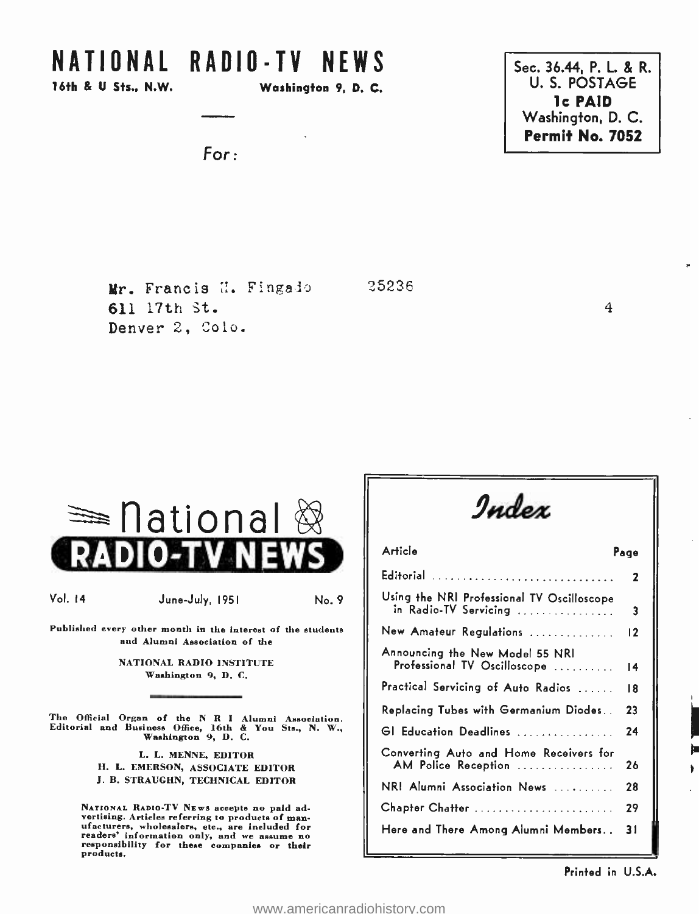# NATIONAL RADIO-TV NEWS

**16th & U Sts., N.W.** **Washington 9, D. C.**

Sec. 36.44, P. L. & R.
U. S. POSTAGE
**1c PAID**
Washington, D. C.
**Permit No. 7052**

*For:*

Mr. Francis H. Fingado 25236
611 17th St. 4
Denver 2, Colo.

# National RADIO-TV NEWS

Vol. 14 June-July, 1951 No. 9

**Published every other month in the interest of the students and Alumni Association of the**

**NATIONAL RADIO INSTITUTE**
**Washington 9, D. C.**

**The Official Organ of the N R I Alumni Association. Editorial and Business Office, 16th & You Sts., N. W., Washington 9, D. C.**

**L. L. MENNE, EDITOR**
**H. L. EMERSON, ASSOCIATE EDITOR**
**J. B. STRAUGHN, TECHNICAL EDITOR**

**NATIONAL RADIO-TV NEWS accepts no paid advertising. Articles referring to products of manufacturers, wholesalers, etc., are included for readers' information only, and we assume no responsibility for these companies or their products.**

## *Index*

| Article | Page |
|---|---|
| Editorial | 2 |
| Using the NRI Professional TV Oscilloscope in Radio-TV Servicing | 3 |
| New Amateur Regulations | 12 |
| Announcing the New Model 55 NRI Professional TV Oscilloscope | 14 |
| Practical Servicing of Auto Radios | 18 |
| Replacing Tubes with Germanium Diodes | 23 |
| GI Education Deadlines | 24 |
| Converting Auto and Home Receivers for AM Police Reception | 26 |
| NRI Alumni Association News | 28 |
| Chapter Chatter | 29 |
| Here and There Among Alumni Members | 31 |

Printed in U.S.A.